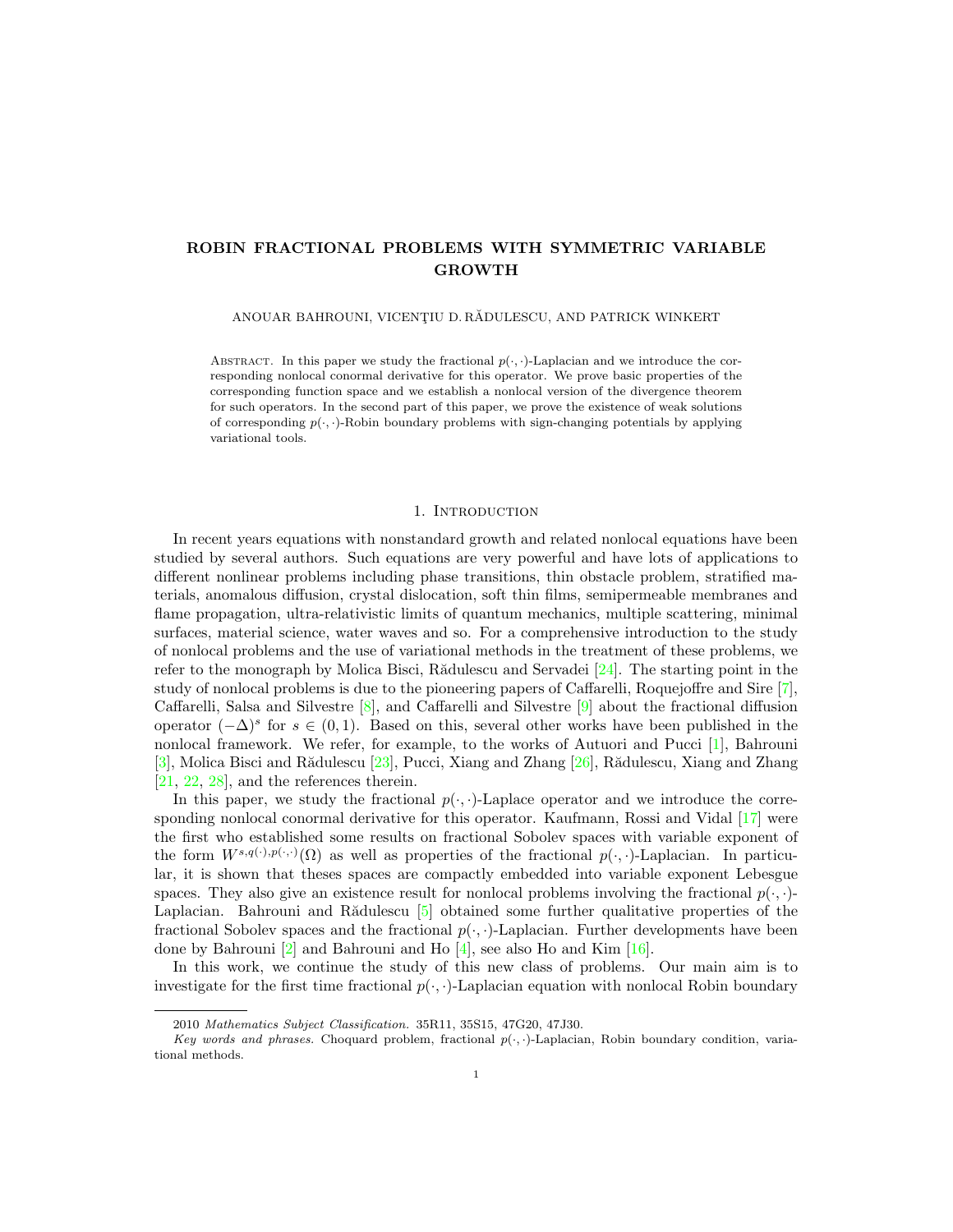# ROBIN FRACTIONAL PROBLEMS WITH SYMMETRIC VARIABLE GROWTH

ANOUAR BAHROUNI, VICENŢIU D. RĂDULESCU, AND PATRICK WINKERT

Abstract. In this paper we study the fractional $p(\cdot,\cdot)$-Laplacian and we introduce the corresponding nonlocal conormal derivative for this operator. We prove basic properties of the corresponding function space and we establish a nonlocal version of the divergence theorem for such operators. In the second part of this paper, we prove the existence of weak solutions of corresponding $p(\cdot,\cdot)$-Robin boundary problems with sign-changing potentials by applying variational tools.

## 1. Introduction

In recent years equations with nonstandard growth and related nonlocal equations have been studied by several authors. Such equations are very powerful and have lots of applications to different nonlinear problems including phase transitions, thin obstacle problem, stratified materials, anomalous diffusion, crystal dislocation, soft thin films, semipermeable membranes and flame propagation, ultra-relativistic limits of quantum mechanics, multiple scattering, minimal surfaces, material science, water waves and so. For a comprehensive introduction to the study of nonlocal problems and the use of variational methods in the treatment of these problems, we refer to the monograph by Molica Bisci, Rădulescu and Servadei [24]. The starting point in the study of nonlocal problems is due to the pioneering papers of Caffarelli, Roquejoffre and Sire [7], Caffarelli, Salsa and Silvestre [8], and Caffarelli and Silvestre [9] about the fractional diffusion operator $(-\Delta)^s$ for $s \in (0,1)$. Based on this, several other works have been published in the nonlocal framework. We refer, for example, to the works of Autuori and Pucci [1], Bahrouni [3], Molica Bisci and Rădulescu [23], Pucci, Xiang and Zhang [26], Rădulescu, Xiang and Zhang [21, 22, 28], and the references therein.

In this paper, we study the fractional $p(\cdot,\cdot)$-Laplace operator and we introduce the corresponding nonlocal conormal derivative for this operator. Kaufmann, Rossi and Vidal [17] were the first who established some results on fractional Sobolev spaces with variable exponent of the form $W^{s,q(\cdot),p(\cdot,\cdot)}(\Omega)$ as well as properties of the fractional $p(\cdot,\cdot)$-Laplacian. In particular, it is shown that theses spaces are compactly embedded into variable exponent Lebesgue spaces. They also give an existence result for nonlocal problems involving the fractional $p(\cdot,\cdot)$-Laplacian. Bahrouni and Rădulescu [5] obtained some further qualitative properties of the fractional Sobolev spaces and the fractional $p(\cdot,\cdot)$-Laplacian. Further developments have been done by Bahrouni [2] and Bahrouni and Ho [4], see also Ho and Kim [16].

In this work, we continue the study of this new class of problems. Our main aim is to investigate for the first time fractional $p(\cdot,\cdot)$-Laplacian equation with nonlocal Robin boundary

---

2010 *Mathematics Subject Classification.* 35R11, 35S15, 47G20, 47J30.

*Key words and phrases.* Choquard problem, fractional $p(\cdot,\cdot)$-Laplacian, Robin boundary condition, variational methods.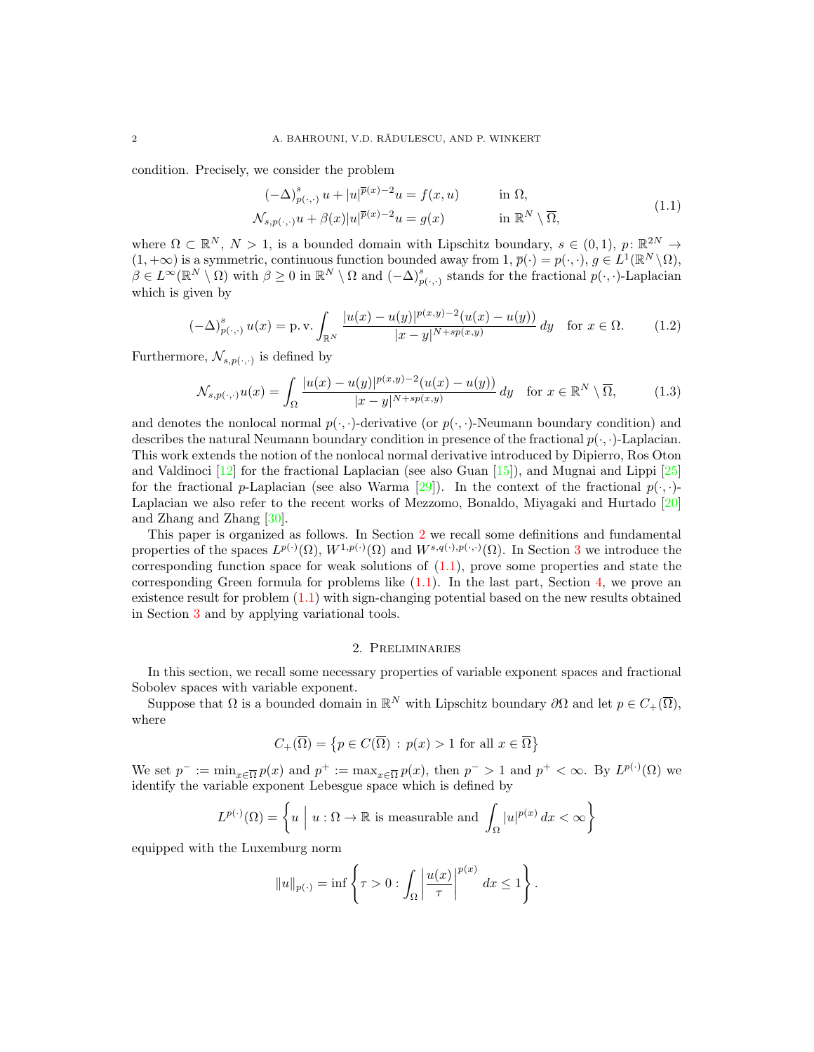condition. Precisely, we consider the problem

$$
\begin{aligned}
(-\Delta)^s_{p(\cdot,\cdot)} u + |u|^{\overline{p}(x)-2}u &= f(x,u) \qquad && \text{in } \Omega, \\
\mathcal{N}_{s,p(\cdot,\cdot)}u + \beta(x)|u|^{\overline{p}(x)-2}u &= g(x) \qquad && \text{in } \mathbb{R}^N \setminus \overline{\Omega},
\end{aligned}
\tag{1.1}
$$

where $\Omega \subset \mathbb{R}^N$, $N > 1$, is a bounded domain with Lipschitz boundary, $s \in (0,1)$, $p\colon \mathbb{R}^{2N} \to (1,+\infty)$ is a symmetric, continuous function bounded away from 1, $\overline{p}(\cdot) = p(\cdot,\cdot)$, $g \in L^1(\mathbb{R}^N \setminus \Omega)$, $\beta \in L^\infty(\mathbb{R}^N \setminus \Omega)$ with $\beta \geq 0$ in $\mathbb{R}^N \setminus \Omega$ and $(-\Delta)^s_{p(\cdot,\cdot)}$ stands for the fractional $p(\cdot,\cdot)$-Laplacian which is given by

$$
(-\Delta)^s_{p(\cdot,\cdot)} u(x) = \text{p. v.} \int_{\mathbb{R}^N} \frac{|u(x)-u(y)|^{p(x,y)-2}(u(x)-u(y))}{|x-y|^{N+sp(x,y)}}\,dy \quad \text{for } x \in \Omega. \tag{1.2}
$$

Furthermore, $\mathcal{N}_{s,p(\cdot,\cdot)}$ is defined by

$$
\mathcal{N}_{s,p(\cdot,\cdot)}u(x) = \int_{\Omega} \frac{|u(x)-u(y)|^{p(x,y)-2}(u(x)-u(y))}{|x-y|^{N+sp(x,y)}}\,dy \quad \text{for } x \in \mathbb{R}^N \setminus \overline{\Omega}, \tag{1.3}
$$

and denotes the nonlocal normal $p(\cdot,\cdot)$-derivative (or $p(\cdot,\cdot)$-Neumann boundary condition) and describes the natural Neumann boundary condition in presence of the fractional $p(\cdot,\cdot)$-Laplacian. This work extends the notion of the nonlocal normal derivative introduced by Dipierro, Ros Oton and Valdinoci [12] for the fractional Laplacian (see also Guan [15]), and Mugnai and Lippi [25] for the fractional $p$-Laplacian (see also Warma [29]). In the context of the fractional $p(\cdot,\cdot)$-Laplacian we also refer to the recent works of Mezzomo, Bonaldo, Miyagaki and Hurtado [20] and Zhang and Zhang [30].

This paper is organized as follows. In Section 2 we recall some definitions and fundamental properties of the spaces $L^{p(\cdot)}(\Omega)$, $W^{1,p(\cdot)}(\Omega)$ and $W^{s,q(\cdot),p(\cdot,\cdot)}(\Omega)$. In Section 3 we introduce the corresponding function space for weak solutions of (1.1), prove some properties and state the corresponding Green formula for problems like (1.1). In the last part, Section 4, we prove an existence result for problem (1.1) with sign-changing potential based on the new results obtained in Section 3 and by applying variational tools.

## 2. Preliminaries

In this section, we recall some necessary properties of variable exponent spaces and fractional Sobolev spaces with variable exponent.

Suppose that $\Omega$ is a bounded domain in $\mathbb{R}^N$ with Lipschitz boundary $\partial\Omega$ and let $p \in C_+(\overline{\Omega})$, where

$$
C_+(\overline{\Omega}) = \left\{ p \in C(\overline{\Omega}) \,:\, p(x) > 1 \text{ for all } x \in \overline{\Omega} \right\}
$$

We set $p^- := \min_{x\in\overline{\Omega}} p(x)$ and $p^+ := \max_{x\in\overline{\Omega}} p(x)$, then $p^- > 1$ and $p^+ < \infty$. By $L^{p(\cdot)}(\Omega)$ we identify the variable exponent Lebesgue space which is defined by

$$
L^{p(\cdot)}(\Omega) = \left\{ u \;\middle|\; u : \Omega \to \mathbb{R} \text{ is measurable and } \int_\Omega |u|^{p(x)}\,dx < \infty \right\}
$$

equipped with the Luxemburg norm

$$
\|u\|_{p(\cdot)} = \inf \left\{ \tau > 0 : \int_\Omega \left| \frac{u(x)}{\tau} \right|^{p(x)} dx \leq 1 \right\}.
$$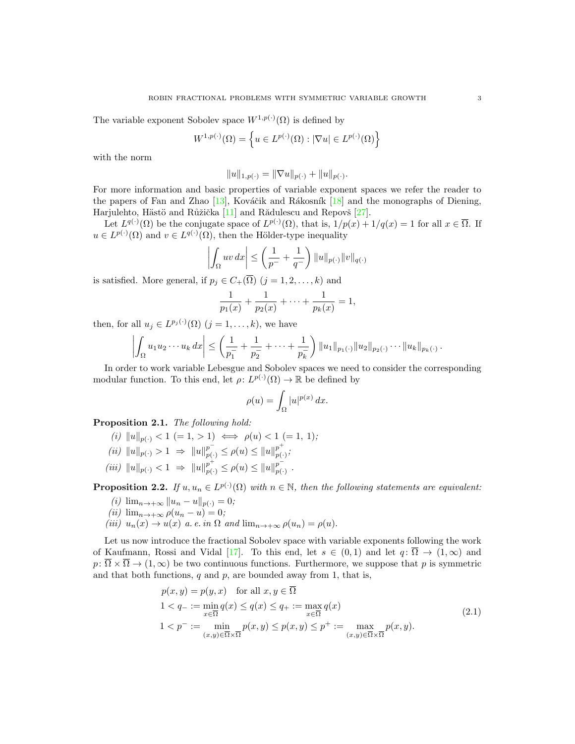The variable exponent Sobolev space $W^{1,p(\cdot)}(\Omega)$ is defined by

$$W^{1,p(\cdot)}(\Omega) = \left\{ u \in L^{p(\cdot)}(\Omega) : |\nabla u| \in L^{p(\cdot)}(\Omega) \right\}$$

with the norm

$$\|u\|_{1,p(\cdot)} = \|\nabla u\|_{p(\cdot)} + \|u\|_{p(\cdot)}.$$

For more information and basic properties of variable exponent spaces we refer the reader to the papers of Fan and Zhao [13], Kováčik and Rákosník [18] and the monographs of Diening, Harjulehto, Hästö and Růžička [11] and Rădulescu and Repovš [27].

Let $L^{q(\cdot)}(\Omega)$ be the conjugate space of $L^{p(\cdot)}(\Omega)$, that is, $1/p(x) + 1/q(x) = 1$ for all $x \in \overline{\Omega}$. If $u \in L^{p(\cdot)}(\Omega)$ and $v \in L^{q(\cdot)}(\Omega)$, then the Hölder-type inequality

$$\left| \int_\Omega uv \, dx \right| \leq \left( \frac{1}{p^-} + \frac{1}{q^-} \right) \|u\|_{p(\cdot)} \|v\|_{q(\cdot)}$$

is satisfied. More general, if $p_j \in C_+(\overline{\Omega})$ $(j = 1, 2, \ldots, k)$ and

$$\frac{1}{p_1(x)} + \frac{1}{p_2(x)} + \cdots + \frac{1}{p_k(x)} = 1,$$

then, for all $u_j \in L^{p_j(\cdot)}(\Omega)$ $(j = 1, \ldots, k)$, we have

$$\left| \int_\Omega u_1 u_2 \cdots u_k \, dx \right| \leq \left( \frac{1}{p_1^-} + \frac{1}{p_2^-} + \cdots + \frac{1}{p_k^-} \right) \|u_1\|_{p_1(\cdot)} \|u_2\|_{p_2(\cdot)} \cdots \|u_k\|_{p_k(\cdot)}.$$

In order to work variable Lebesgue and Sobolev spaces we need to consider the corresponding modular function. To this end, let $\rho \colon L^{p(\cdot)}(\Omega) \to \mathbb{R}$ be defined by

$$\rho(u) = \int_\Omega |u|^{p(x)} \, dx.$$

**Proposition 2.1.** *The following hold:*

*(i)* $\|u\|_{p(\cdot)} < 1 \ (= 1, > 1) \iff \rho(u) < 1 \ (= 1, \ 1)$;

*(ii)* $\|u\|_{p(\cdot)} > 1 \ \Rightarrow \ \|u\|_{p(\cdot)}^{p^-} \leq \rho(u) \leq \|u\|_{p(\cdot)}^{p^+}$;

*(iii)* $\|u\|_{p(\cdot)} < 1 \ \Rightarrow \ \|u\|_{p(\cdot)}^{p^+} \leq \rho(u) \leq \|u\|_{p(\cdot)}^{p^-}$.

**Proposition 2.2.** *If $u, u_n \in L^{p(\cdot)}(\Omega)$ with $n \in \mathbb{N}$, then the following statements are equivalent:*

*(i)* $\lim_{n \to +\infty} \|u_n - u\|_{p(\cdot)} = 0$;

*(ii)* $\lim_{n \to +\infty} \rho(u_n - u) = 0$;

*(iii)* $u_n(x) \to u(x)$ *a. e. in* $\Omega$ *and* $\lim_{n \to +\infty} \rho(u_n) = \rho(u)$.

Let us now introduce the fractional Sobolev space with variable exponents following the work of Kaufmann, Rossi and Vidal [17]. To this end, let $s \in (0, 1)$ and let $q \colon \overline{\Omega} \to (1, \infty)$ and $p \colon \overline{\Omega} \times \overline{\Omega} \to (1, \infty)$ be two continuous functions. Furthermore, we suppose that $p$ is symmetric and that both functions, $q$ and $p$, are bounded away from 1, that is,

$$\begin{aligned}
&p(x, y) = p(y, x) \quad \text{for all } x, y \in \overline{\Omega} \\
&1 < q_- := \min_{x \in \overline{\Omega}} q(x) \leq q(x) \leq q_+ := \max_{x \in \overline{\Omega}} q(x) \\
&1 < p^- := \min_{(x,y) \in \overline{\Omega} \times \overline{\Omega}} p(x, y) \leq p(x, y) \leq p^+ := \max_{(x,y) \in \overline{\Omega} \times \overline{\Omega}} p(x, y).
\end{aligned} \tag{2.1}$$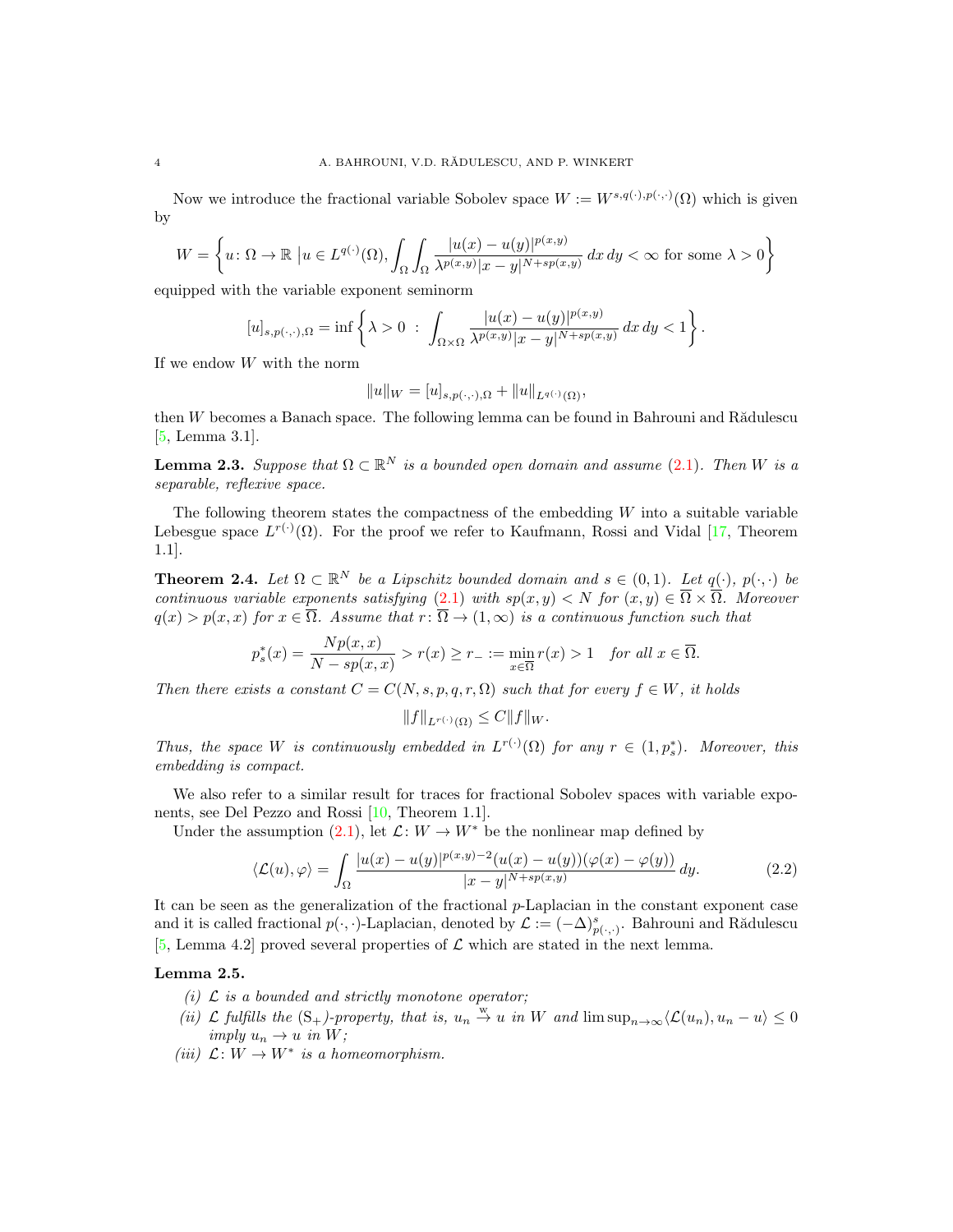Now we introduce the fractional variable Sobolev space $W := W^{s,q(\cdot),p(\cdot,\cdot)}(\Omega)$ which is given by

$$W = \left\{ u\colon \Omega \to \mathbb{R} \;\big|\; u \in L^{q(\cdot)}(\Omega), \int_\Omega \int_\Omega \frac{|u(x)-u(y)|^{p(x,y)}}{\lambda^{p(x,y)}|x-y|^{N+sp(x,y)}}\,dx\,dy < \infty \text{ for some } \lambda > 0 \right\}$$

equipped with the variable exponent seminorm

$$[u]_{s,p(\cdot,\cdot),\Omega} = \inf\left\{ \lambda > 0 \;:\; \int_{\Omega\times\Omega} \frac{|u(x)-u(y)|^{p(x,y)}}{\lambda^{p(x,y)}|x-y|^{N+sp(x,y)}}\,dx\,dy < 1 \right\}.$$

If we endow $W$ with the norm

$$\|u\|_W = [u]_{s,p(\cdot,\cdot),\Omega} + \|u\|_{L^{q(\cdot)}(\Omega)},$$

then $W$ becomes a Banach space. The following lemma can be found in Bahrouni and Rădulescu [5, Lemma 3.1].

**Lemma 2.3.** *Suppose that $\Omega \subset \mathbb{R}^N$ is a bounded open domain and assume (2.1). Then $W$ is a separable, reflexive space.*

The following theorem states the compactness of the embedding $W$ into a suitable variable Lebesgue space $L^{r(\cdot)}(\Omega)$. For the proof we refer to Kaufmann, Rossi and Vidal [17, Theorem 1.1].

**Theorem 2.4.** *Let $\Omega \subset \mathbb{R}^N$ be a Lipschitz bounded domain and $s \in (0,1)$. Let $q(\cdot)$, $p(\cdot,\cdot)$ be continuous variable exponents satisfying (2.1) with $sp(x,y) < N$ for $(x,y) \in \overline{\Omega}\times\overline{\Omega}$. Moreover $q(x) > p(x,x)$ for $x \in \overline{\Omega}$. Assume that $r\colon \overline{\Omega} \to (1,\infty)$ is a continuous function such that*

$$p_s^*(x) = \frac{Np(x,x)}{N - sp(x,x)} > r(x) \geq r_- := \min_{x\in\overline{\Omega}} r(x) > 1 \quad \textit{for all } x \in \overline{\Omega}.$$

*Then there exists a constant $C = C(N,s,p,q,r,\Omega)$ such that for every $f \in W$, it holds*

$$\|f\|_{L^{r(\cdot)}(\Omega)} \leq C\|f\|_W.$$

*Thus, the space $W$ is continuously embedded in $L^{r(\cdot)}(\Omega)$ for any $r \in (1, p_s^*)$. Moreover, this embedding is compact.*

We also refer to a similar result for traces for fractional Sobolev spaces with variable exponents, see Del Pezzo and Rossi [10, Theorem 1.1].

Under the assumption (2.1), let $\mathcal{L}\colon W \to W^*$ be the nonlinear map defined by

$$\langle \mathcal{L}(u), \varphi\rangle = \int_\Omega \frac{|u(x)-u(y)|^{p(x,y)-2}(u(x)-u(y))(\varphi(x)-\varphi(y))}{|x-y|^{N+sp(x,y)}}\,dy. \tag{2.2}$$

It can be seen as the generalization of the fractional $p$-Laplacian in the constant exponent case and it is called fractional $p(\cdot,\cdot)$-Laplacian, denoted by $\mathcal{L} := (-\Delta)^s_{p(\cdot,\cdot)}$. Bahrouni and Rădulescu [5, Lemma 4.2] proved several properties of $\mathcal{L}$ which are stated in the next lemma.

**Lemma 2.5.**

*(i) $\mathcal{L}$ is a bounded and strictly monotone operator;*

*(ii) $\mathcal{L}$ fulfills the $(\mathrm{S}_+)$-property, that is, $u_n \overset{\mathrm{w}}{\to} u$ in $W$ and $\limsup_{n\to\infty}\langle \mathcal{L}(u_n), u_n - u\rangle \leq 0$ imply $u_n \to u$ in $W$;*

*(iii) $\mathcal{L}\colon W \to W^*$ is a homeomorphism.*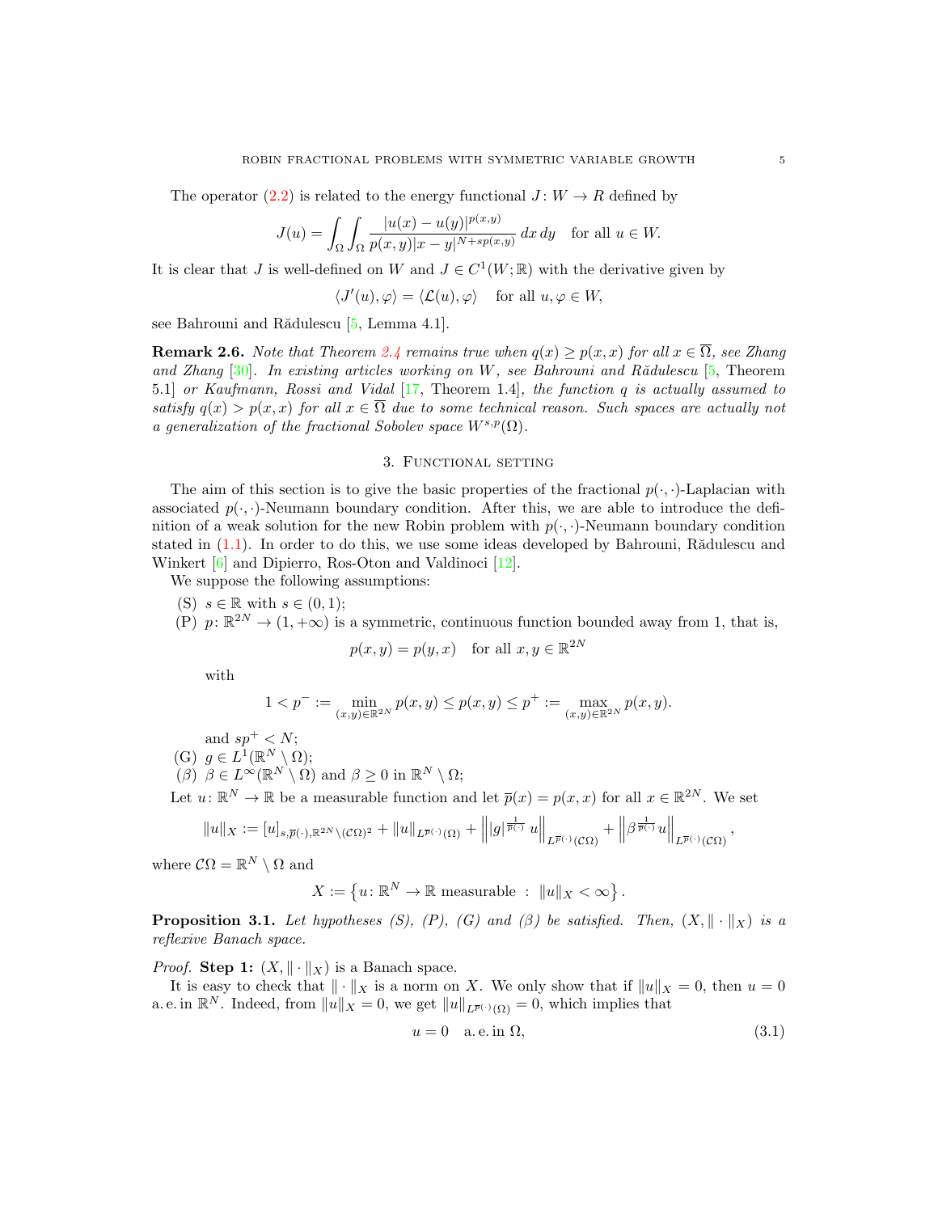The operator (2.2) is related to the energy functional $J\colon W \to R$ defined by

$$J(u) = \int_\Omega \int_\Omega \frac{|u(x)-u(y)|^{p(x,y)}}{p(x,y)|x-y|^{N+sp(x,y)}}\,dx\,dy \quad \text{for all } u \in W.$$

It is clear that $J$ is well-defined on $W$ and $J \in C^1(W;\mathbb{R})$ with the derivative given by

$$\langle J'(u), \varphi\rangle = \langle \mathcal{L}(u), \varphi\rangle \quad \text{for all } u, \varphi \in W,$$

see Bahrouni and Rădulescu [5, Lemma 4.1].

**Remark 2.6.** *Note that Theorem 2.4 remains true when $q(x) \geq p(x,x)$ for all $x \in \overline{\Omega}$, see Zhang and Zhang [30]. In existing articles working on $W$, see Bahrouni and Rădulescu [5, Theorem 5.1] or Kaufmann, Rossi and Vidal [17, Theorem 1.4], the function $q$ is actually assumed to satisfy $q(x) > p(x,x)$ for all $x \in \overline{\Omega}$ due to some technical reason. Such spaces are actually not a generalization of the fractional Sobolev space $W^{s,p}(\Omega)$.*

## 3. Functional setting

The aim of this section is to give the basic properties of the fractional $p(\cdot,\cdot)$-Laplacian with associated $p(\cdot,\cdot)$-Neumann boundary condition. After this, we are able to introduce the definition of a weak solution for the new Robin problem with $p(\cdot,\cdot)$-Neumann boundary condition stated in (1.1). In order to do this, we use some ideas developed by Bahrouni, Rădulescu and Winkert [6] and Dipierro, Ros-Oton and Valdinoci [12].

We suppose the following assumptions:

(S) $s \in \mathbb{R}$ with $s \in (0,1)$;

(P) $p\colon \mathbb{R}^{2N} \to (1,+\infty)$ is a symmetric, continuous function bounded away from 1, that is,

$$p(x,y) = p(y,x) \quad \text{for all } x, y \in \mathbb{R}^{2N}$$

with

$$1 < p^- := \min_{(x,y)\in\mathbb{R}^{2N}} p(x,y) \leq p(x,y) \leq p^+ := \max_{(x,y)\in\mathbb{R}^{2N}} p(x,y).$$

and $sp^+ < N$;

(G) $g \in L^1(\mathbb{R}^N \setminus \Omega)$;

($\beta$) $\beta \in L^\infty(\mathbb{R}^N \setminus \Omega)$ and $\beta \geq 0$ in $\mathbb{R}^N \setminus \Omega$;

Let $u\colon \mathbb{R}^N \to \mathbb{R}$ be a measurable function and let $\overline{p}(x) = p(x,x)$ for all $x \in \mathbb{R}^{2N}$. We set

$$\|u\|_X := [u]_{s,\overline{p}(\cdot),\mathbb{R}^{2N}\setminus(\mathcal{C}\Omega)^2} + \|u\|_{L^{\overline{p}(\cdot)}(\Omega)} + \left\| |g|^{\frac{1}{\overline{p}(\cdot)}}\, u \right\|_{L^{\overline{p}(\cdot)}(\mathcal{C}\Omega)} + \left\| \beta^{\frac{1}{\overline{p}(\cdot)}} u \right\|_{L^{\overline{p}(\cdot)}(\mathcal{C}\Omega)},$$

where $\mathcal{C}\Omega = \mathbb{R}^N \setminus \Omega$ and

$$X := \left\{ u\colon \mathbb{R}^N \to \mathbb{R} \text{ measurable } : \ \|u\|_X < \infty \right\}.$$

**Proposition 3.1.** *Let hypotheses (S), (P), (G) and ($\beta$) be satisfied. Then, $(X, \|\cdot\|_X)$ is a reflexive Banach space.*

*Proof.* **Step 1:** $(X, \|\cdot\|_X)$ is a Banach space.

It is easy to check that $\|\cdot\|_X$ is a norm on $X$. We only show that if $\|u\|_X = 0$, then $u = 0$ a. e. in $\mathbb{R}^N$. Indeed, from $\|u\|_X = 0$, we get $\|u\|_{L^{\overline{p}(\cdot)}(\Omega)} = 0$, which implies that

$$u = 0 \quad \text{a. e. in } \Omega, \tag{3.1}$$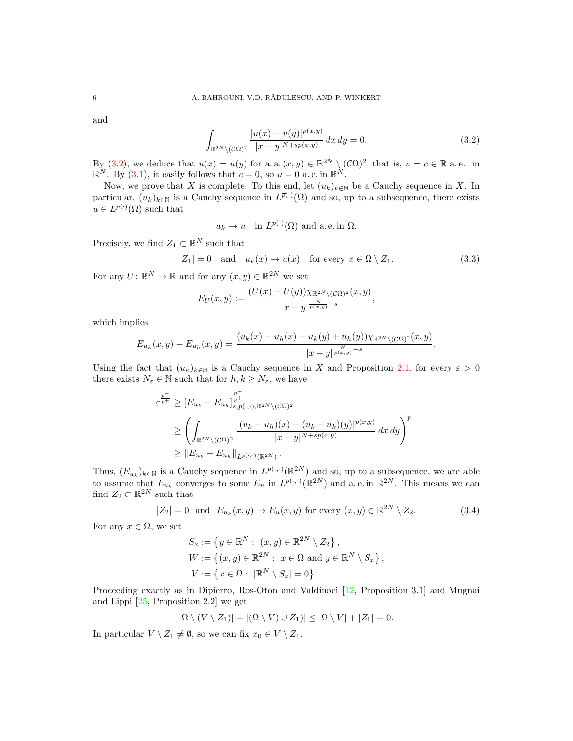and

$$\int_{\mathbb{R}^{2N}\setminus(\mathcal{C}\Omega)^2} \frac{|u(x)-u(y)|^{p(x,y)}}{|x-y|^{N+sp(x,y)}}\,dx\,dy = 0. \tag{3.2}$$

By (3.2), we deduce that $u(x)=u(y)$ for a. a. $(x,y)\in\mathbb{R}^{2N}\setminus(\mathcal{C}\Omega)^2$, that is, $u=c\in\mathbb{R}$ a. e. in $\mathbb{R}^N$. By (3.1), it easily follows that $c=0$, so $u=0$ a. e. in $\mathbb{R}^N$.

Now, we prove that $X$ is complete. To this end, let $(u_k)_{k\in\mathbb{N}}$ be a Cauchy sequence in $X$. In particular, $(u_k)_{k\in\mathbb{N}}$ is a Cauchy sequence in $L^{\overline{p}(\cdot)}(\Omega)$ and so, up to a subsequence, there exists $u\in L^{\overline{p}(\cdot)}(\Omega)$ such that

$$u_k\to u \quad \text{in } L^{\overline{p}(\cdot)}(\Omega) \text{ and a. e. in } \Omega.$$

Precisely, we find $Z_1\subset\mathbb{R}^N$ such that

$$|Z_1|=0 \quad\text{and}\quad u_k(x)\to u(x) \quad \text{for every } x\in\Omega\setminus Z_1. \tag{3.3}$$

For any $U\colon\mathbb{R}^N\to\mathbb{R}$ and for any $(x,y)\in\mathbb{R}^{2N}$ we set

$$E_U(x,y) := \frac{(U(x)-U(y))\chi_{\mathbb{R}^{2N}\setminus(\mathcal{C}\Omega)^2}(x,y)}{|x-y|^{\frac{N}{p(x,y)}+s}},$$

which implies

$$E_{u_k}(x,y)-E_{u_h}(x,y) = \frac{(u_k(x)-u_h(x)-u_k(y)+u_h(y))\chi_{\mathbb{R}^{2N}\setminus(\mathcal{C}\Omega)^2}(x,y)}{|x-y|^{\frac{N}{p(x,y)}+s}}.$$

Using the fact that $(u_k)_{k\in\mathbb{N}}$ is a Cauchy sequence in $X$ and Proposition 2.1, for every $\varepsilon>0$ there exists $N_\varepsilon\in\mathbb{N}$ such that for $h,k\geq N_\varepsilon$, we have

$$\begin{aligned}
\varepsilon^{\frac{p^-}{p^+}} &\geq [E_{u_k}-E_{u_h}]_{s,p(\cdot,\cdot),\mathbb{R}^{2N}\setminus(\mathcal{C}\Omega)^2}^{\frac{p^-}{p^+}} \\
&\geq \left(\int_{\mathbb{R}^{2N}\setminus(\mathcal{C}\Omega)^2} \frac{|(u_k-u_h)(x)-(u_k-u_k)(y)|^{p(x,y)}}{|x-y|^{N+sp(x,y)}}\,dx\,dy\right)^{p^-} \\
&\geq \|E_{u_k}-E_{u_h}\|_{L^{p(\cdot,\cdot)}(\mathbb{R}^{2N})}.
\end{aligned}$$

Thus, $(E_{u_k})_{k\in\mathbb{N}}$ is a Cauchy sequence in $L^{p(\cdot,\cdot)}(\mathbb{R}^{2N})$ and so, up to a subsequence, we are able to assume that $E_{u_k}$ converges to some $E_u$ in $L^{p(\cdot,\cdot)}(\mathbb{R}^{2N})$ and a. e. in $\mathbb{R}^{2N}$. This means we can find $Z_2\subset\mathbb{R}^{2N}$ such that

$$|Z_2|=0 \;\text{ and }\; E_{u_k}(x,y)\to E_u(x,y) \text{ for every } (x,y)\in\mathbb{R}^{2N}\setminus Z_2. \tag{3.4}$$

For any $x\in\Omega$, we set

$$\begin{aligned}
S_x &:= \left\{y\in\mathbb{R}^N:\ (x,y)\in\mathbb{R}^{2N}\setminus Z_2\right\},\\
W &:= \left\{(x,y)\in\mathbb{R}^{2N}:\ x\in\Omega \text{ and } y\in\mathbb{R}^N\setminus S_x\right\},\\
V &:= \left\{x\in\Omega:\ |\mathbb{R}^N\setminus S_x|=0\right\}.
\end{aligned}$$

Proceeding exactly as in Dipierro, Ros-Oton and Valdinoci [12, Proposition 3.1] and Mugnai and Lippi [25, Proposition 2.2] we get

$$|\Omega\setminus(V\setminus Z_1)| = |(\Omega\setminus V)\cup Z_1)| \leq |\Omega\setminus V|+|Z_1| = 0.$$

In particular $V\setminus Z_1\neq\emptyset$, so we can fix $x_0\in V\setminus Z_1$.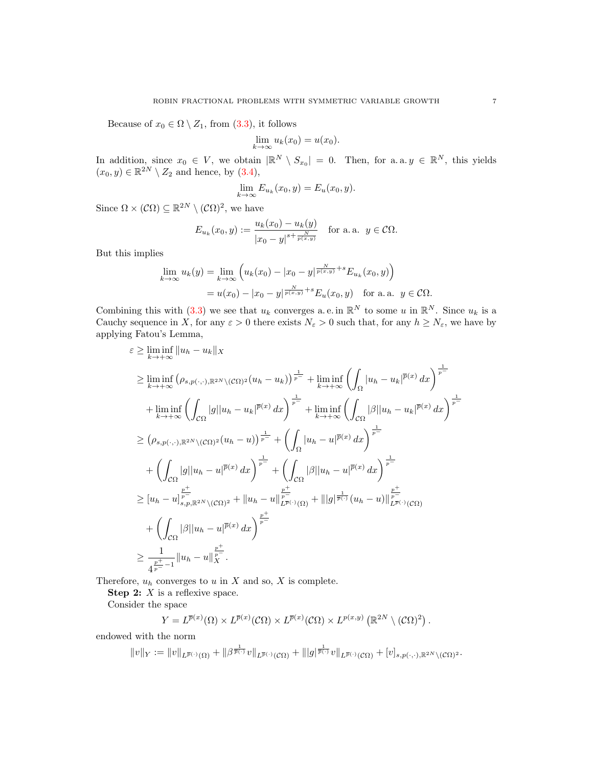Because of $x_0 \in \Omega \setminus Z_1$, from (3.3), it follows

$$\lim_{k\to\infty} u_k(x_0) = u(x_0).$$

In addition, since $x_0 \in V$, we obtain $|\mathbb{R}^N \setminus S_{x_0}| = 0$. Then, for a. a. $y \in \mathbb{R}^N$, this yields $(x_0, y) \in \mathbb{R}^{2N} \setminus Z_2$ and hence, by (3.4),

$$\lim_{k\to\infty} E_{u_k}(x_0, y) = E_u(x_0, y).$$

Since $\Omega \times (\mathcal{C}\Omega) \subseteq \mathbb{R}^{2N} \setminus (\mathcal{C}\Omega)^2$, we have

$$E_{u_k}(x_0, y) := \frac{u_k(x_0) - u_k(y)}{|x_0 - y|^{s+\frac{N}{p(x,y)}}} \quad \text{for a. a. } y \in \mathcal{C}\Omega.$$

But this implies

$$\begin{aligned}
\lim_{k\to\infty} u_k(y) &= \lim_{k\to\infty} \left( u_k(x_0) - |x_0 - y|^{\frac{N}{p(x,y)}+s} E_{u_k}(x_0, y) \right) \\
&= u(x_0) - |x_0 - y|^{\frac{N}{p(x,y)}+s} E_u(x_0, y) \quad \text{for a. a. } y \in \mathcal{C}\Omega.
\end{aligned}$$

Combining this with (3.3) we see that $u_k$ converges a. e. in $\mathbb{R}^N$ to some $u$ in $\mathbb{R}^N$. Since $u_k$ is a Cauchy sequence in $X$, for any $\varepsilon > 0$ there exists $N_\varepsilon > 0$ such that, for any $h \geq N_\varepsilon$, we have by applying Fatou's Lemma,

$$\begin{aligned}
\varepsilon &\geq \liminf_{k\to+\infty} \|u_h - u_k\|_X \\
&\geq \liminf_{k\to+\infty} \left(\rho_{s,p(\cdot,\cdot),\mathbb{R}^{2N}\setminus(\mathcal{C}\Omega)^2}(u_h - u_k)\right)^{\frac{1}{p^-}} + \liminf_{k\to+\infty} \left( \int_\Omega |u_h - u_k|^{\overline{p}(x)}\, dx \right)^{\frac{1}{p^-}} \\
&\quad + \liminf_{k\to+\infty} \left( \int_{\mathcal{C}\Omega} |g||u_h - u_k|^{\overline{p}(x)}\, dx \right)^{\frac{1}{p^-}} + \liminf_{k\to+\infty} \left( \int_{\mathcal{C}\Omega} |\beta||u_h - u_k|^{\overline{p}(x)}\, dx \right)^{\frac{1}{p^-}} \\
&\geq \left(\rho_{s,p(\cdot,\cdot),\mathbb{R}^{2N}\setminus(\mathcal{C}\Omega)^2}(u_h - u)\right)^{\frac{1}{p^-}} + \left( \int_\Omega |u_h - u|^{\overline{p}(x)}\, dx \right)^{\frac{1}{p^-}} \\
&\quad + \left( \int_{\mathcal{C}\Omega} |g||u_h - u|^{\overline{p}(x)}\, dx \right)^{\frac{1}{p^-}} + \left( \int_{\mathcal{C}\Omega} |\beta||u_h - u|^{\overline{p}(x)}\, dx \right)^{\frac{1}{p^-}} \\
&\geq [u_h - u]_{s,p,\mathbb{R}^{2N}\setminus(\mathcal{C}\Omega)^2}^{\frac{p^+}{p^-}} + \|u_h - u\|_{L^{\overline{p}(\cdot)}(\Omega)}^{\frac{p^+}{p^-}} + \||g|^{\frac{1}{\overline{p}(\cdot)}}(u_h - u)\|_{L^{\overline{p}(\cdot)}(\mathcal{C}\Omega)}^{\frac{p^+}{p^-}} \\
&\quad + \left( \int_{\mathcal{C}\Omega} |\beta||u_h - u|^{\overline{p}(x)}\, dx \right)^{\frac{p^+}{p^-}} \\
&\geq \frac{1}{4^{\frac{p^+}{p^-}-1}} \|u_h - u\|_X^{\frac{p^+}{p^-}}.
\end{aligned}$$

Therefore, $u_h$ converges to $u$ in $X$ and so, $X$ is complete.

**Step 2:** $X$ is a reflexive space.

Consider the space

$$Y = L^{\overline{p}(x)}(\Omega) \times L^{\overline{p}(x)}(\mathcal{C}\Omega) \times L^{\overline{p}(x)}(\mathcal{C}\Omega) \times L^{p(x,y)}\left(\mathbb{R}^{2N} \setminus (\mathcal{C}\Omega)^2\right).$$

endowed with the norm

$$\|v\|_Y := \|v\|_{L^{\overline{p}(\cdot)}(\Omega)} + \|\beta^{\frac{1}{\overline{p}(\cdot)}} v\|_{L^{\overline{p}(\cdot)}(\mathcal{C}\Omega)} + \||g|^{\frac{1}{\overline{p}(\cdot)}} v\|_{L^{\overline{p}(\cdot)}(\mathcal{C}\Omega)} + [v]_{s,p(\cdot,\cdot),\mathbb{R}^{2N}\setminus(\mathcal{C}\Omega)^2}.$$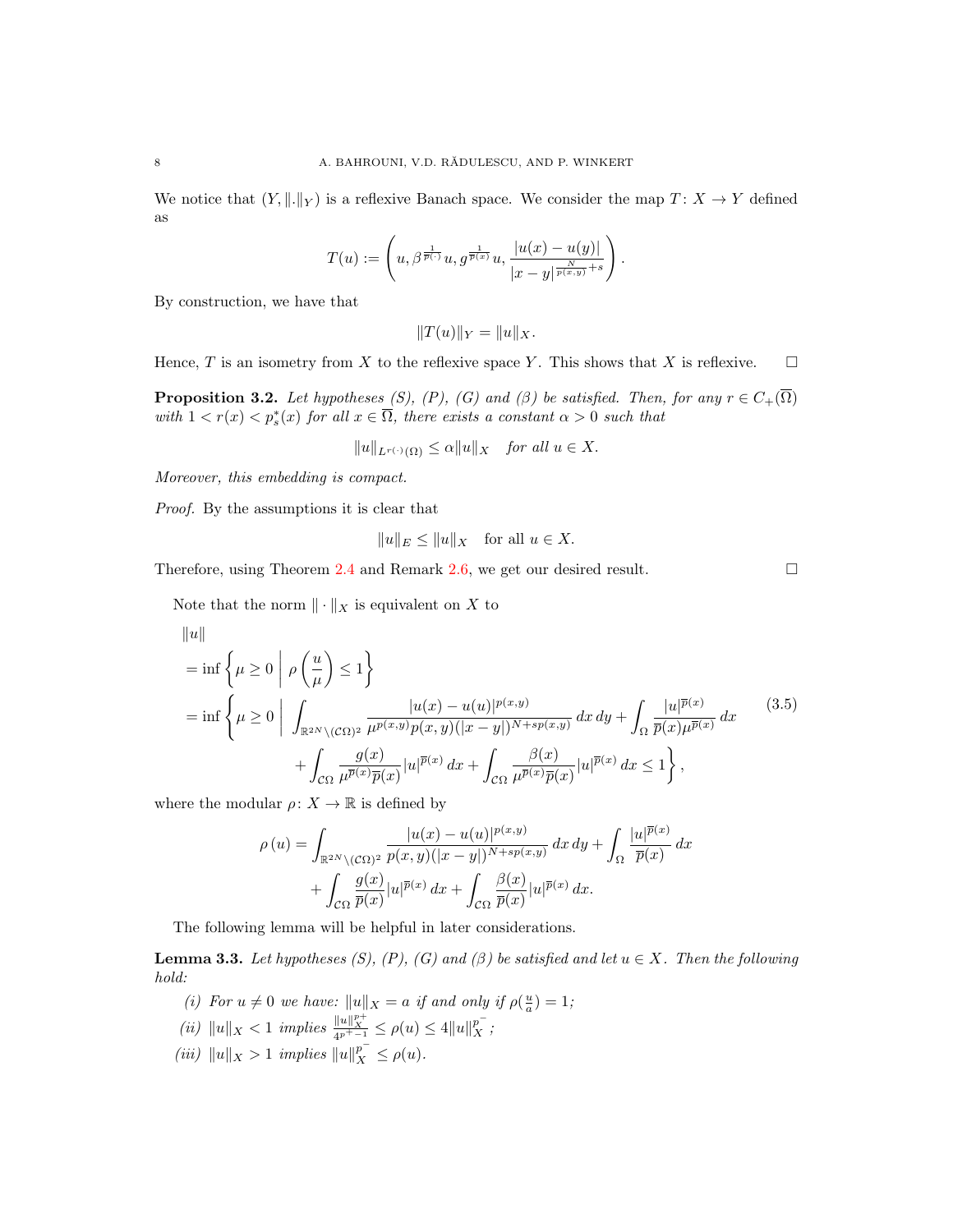We notice that $(Y, \|.\|_Y)$ is a reflexive Banach space. We consider the map $T\colon X \to Y$ defined as

$$T(u) := \left( u, \beta^{\frac{1}{\overline{p}(\cdot)}} u, g^{\frac{1}{\overline{p}(x)}} u, \frac{|u(x) - u(y)|}{|x-y|^{\frac{N}{p(x,y)}+s}} \right).$$

By construction, we have that

$$\|T(u)\|_Y = \|u\|_X.$$

Hence, $T$ is an isometry from $X$ to the reflexive space $Y$. This shows that $X$ is reflexive. $\square$

**Proposition 3.2.** *Let hypotheses (S), (P), (G) and ($\beta$) be satisfied. Then, for any $r \in C_+(\overline{\Omega})$ with $1 < r(x) < p_s^*(x)$ for all $x \in \overline{\Omega}$, there exists a constant $\alpha > 0$ such that*

$$\|u\|_{L^{r(\cdot)}(\Omega)} \leq \alpha \|u\|_X \quad \textit{for all } u \in X.$$

*Moreover, this embedding is compact.*

*Proof.* By the assumptions it is clear that

$$\|u\|_E \leq \|u\|_X \quad \text{for all } u \in X.$$

Therefore, using Theorem 2.4 and Remark 2.6, we get our desired result. $\square$

Note that the norm $\|\cdot\|_X$ is equivalent on $X$ to

$$\begin{aligned}
&\|u\| \\
&= \inf \left\{ \mu \geq 0 \;\middle|\; \rho\left(\frac{u}{\mu}\right) \leq 1 \right\} \\
&= \inf \left\{ \mu \geq 0 \;\middle|\; \int_{\mathbb{R}^{2N} \setminus (\mathcal{C}\Omega)^2} \frac{|u(x) - u(u)|^{p(x,y)}}{\mu^{p(x,y)} p(x,y) (|x-y|)^{N+sp(x,y)}} \,dx\,dy + \int_\Omega \frac{|u|^{\overline{p}(x)}}{\overline{p}(x) \mu^{\overline{p}(x)}} \,dx \right. \\
&\qquad \left. + \int_{\mathcal{C}\Omega} \frac{g(x)}{\mu^{\overline{p}(x)} \overline{p}(x)} |u|^{\overline{p}(x)} \,dx + \int_{\mathcal{C}\Omega} \frac{\beta(x)}{\mu^{\overline{p}(x)} \overline{p}(x)} |u|^{\overline{p}(x)} \,dx \leq 1 \right\},
\end{aligned} \tag{3.5}$$

where the modular $\rho\colon X \to \mathbb{R}$ is defined by

$$\begin{aligned}
\rho(u) &= \int_{\mathbb{R}^{2N} \setminus (\mathcal{C}\Omega)^2} \frac{|u(x) - u(u)|^{p(x,y)}}{p(x,y) (|x-y|)^{N+sp(x,y)}} \,dx\,dy + \int_\Omega \frac{|u|^{\overline{p}(x)}}{\overline{p}(x)} \,dx \\
&\quad + \int_{\mathcal{C}\Omega} \frac{g(x)}{\overline{p}(x)} |u|^{\overline{p}(x)} \,dx + \int_{\mathcal{C}\Omega} \frac{\beta(x)}{\overline{p}(x)} |u|^{\overline{p}(x)} \,dx.
\end{aligned}$$

The following lemma will be helpful in later considerations.

**Lemma 3.3.** *Let hypotheses (S), (P), (G) and ($\beta$) be satisfied and let $u \in X$. Then the following hold:*

*(i) For $u \neq 0$ we have: $\|u\|_X = a$ if and only if $\rho(\frac{u}{a}) = 1$;*

*(ii) $\|u\|_X < 1$ implies $\frac{\|u\|_X^{p^+}}{4^{p^+-1}} \leq \rho(u) \leq 4\|u\|_X^{p^-}$;*

*(iii) $\|u\|_X > 1$ implies $\|u\|_X^{p^-} \leq \rho(u)$.*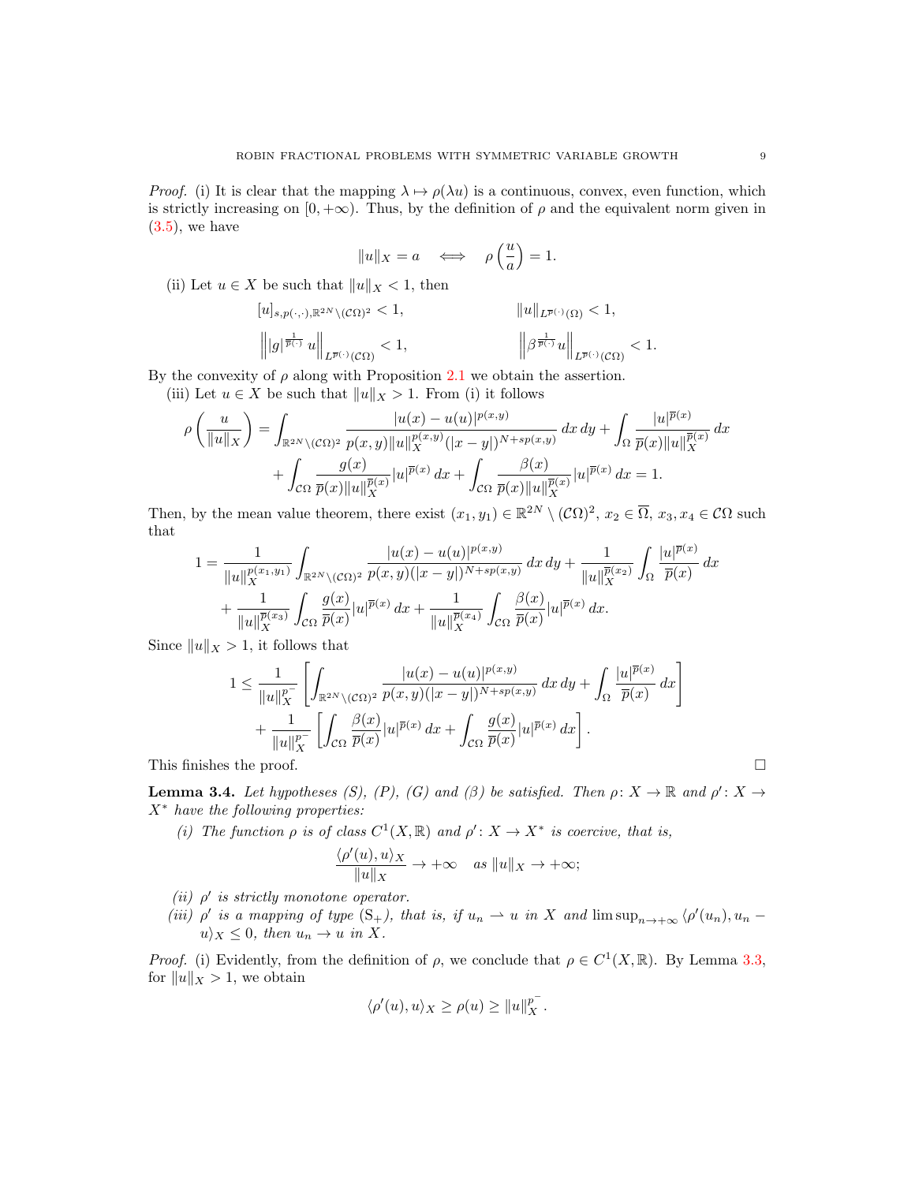*Proof.* (i) It is clear that the mapping $\lambda \mapsto \rho(\lambda u)$ is a continuous, convex, even function, which is strictly increasing on $[0,+\infty)$. Thus, by the definition of $\rho$ and the equivalent norm given in (3.5), we have

$$\|u\|_X = a \quad \Longleftrightarrow \quad \rho\left(\frac{u}{a}\right) = 1.$$

(ii) Let $u \in X$ be such that $\|u\|_X < 1$, then

$$[u]_{s,p(\cdot,\cdot),\mathbb{R}^{2N}\setminus(\mathcal{C}\Omega)^2} < 1, \qquad \|u\|_{L^{\overline{p}(\cdot)}(\Omega)} < 1,$$

$$\left\| |g|^{\frac{1}{\overline{p}(\cdot)}} u \right\|_{L^{\overline{p}(\cdot)}(\mathcal{C}\Omega)} < 1, \qquad \left\| \beta^{\frac{1}{\overline{p}(\cdot)}} u \right\|_{L^{\overline{p}(\cdot)}(\mathcal{C}\Omega)} < 1.$$

By the convexity of $\rho$ along with Proposition 2.1 we obtain the assertion.

(iii) Let $u \in X$ be such that $\|u\|_X > 1$. From (i) it follows

$$\rho\left(\frac{u}{\|u\|_X}\right) = \int_{\mathbb{R}^{2N}\setminus(\mathcal{C}\Omega)^2} \frac{|u(x)-u(u)|^{p(x,y)}}{p(x,y)\|u\|_X^{p(x,y)}(|x-y|)^{N+sp(x,y)}}\,dx\,dy + \int_\Omega \frac{|u|^{\overline{p}(x)}}{\overline{p}(x)\|u\|_X^{\overline{p}(x)}}\,dx$$
$$+ \int_{\mathcal{C}\Omega} \frac{g(x)}{\overline{p}(x)\|u\|_X^{\overline{p}(x)}}|u|^{\overline{p}(x)}\,dx + \int_{\mathcal{C}\Omega} \frac{\beta(x)}{\overline{p}(x)\|u\|_X^{\overline{p}(x)}}|u|^{\overline{p}(x)}\,dx = 1.$$

Then, by the mean value theorem, there exist $(x_1,y_1) \in \mathbb{R}^{2N}\setminus(\mathcal{C}\Omega)^2$, $x_2 \in \overline{\Omega}$, $x_3, x_4 \in \mathcal{C}\Omega$ such that

$$1 = \frac{1}{\|u\|_X^{p(x_1,y_1)}} \int_{\mathbb{R}^{2N}\setminus(\mathcal{C}\Omega)^2} \frac{|u(x)-u(u)|^{p(x,y)}}{p(x,y)(|x-y|)^{N+sp(x,y)}}\,dx\,dy + \frac{1}{\|u\|_X^{\overline{p}(x_2)}} \int_\Omega \frac{|u|^{\overline{p}(x)}}{\overline{p}(x)}\,dx$$
$$+ \frac{1}{\|u\|_X^{\overline{p}(x_3)}} \int_{\mathcal{C}\Omega} \frac{g(x)}{\overline{p}(x)}|u|^{\overline{p}(x)}\,dx + \frac{1}{\|u\|_X^{\overline{p}(x_4)}} \int_{\mathcal{C}\Omega} \frac{\beta(x)}{\overline{p}(x)}|u|^{\overline{p}(x)}\,dx.$$

Since $\|u\|_X > 1$, it follows that

$$1 \le \frac{1}{\|u\|_X^{p^-}} \left[ \int_{\mathbb{R}^{2N}\setminus(\mathcal{C}\Omega)^2} \frac{|u(x)-u(u)|^{p(x,y)}}{p(x,y)(|x-y|)^{N+sp(x,y)}}\,dx\,dy + \int_\Omega \frac{|u|^{\overline{p}(x)}}{\overline{p}(x)}\,dx \right]$$
$$+ \frac{1}{\|u\|_X^{p^-}} \left[ \int_{\mathcal{C}\Omega} \frac{\beta(x)}{\overline{p}(x)}|u|^{\overline{p}(x)}\,dx + \int_{\mathcal{C}\Omega} \frac{g(x)}{\overline{p}(x)}|u|^{\overline{p}(x)}\,dx \right].$$

This finishes the proof. $\square$

**Lemma 3.4.** *Let hypotheses (S), (P), (G) and ($\beta$) be satisfied. Then $\rho\colon X \to \mathbb{R}$ and $\rho'\colon X \to X^*$ have the following properties:*

*(i) The function $\rho$ is of class $C^1(X,\mathbb{R})$ and $\rho'\colon X \to X^*$ is coercive, that is,*

$$\frac{\langle \rho'(u), u\rangle_X}{\|u\|_X} \to +\infty \quad \textit{as } \|u\|_X \to +\infty;$$

*(ii) $\rho'$ is strictly monotone operator.*

*(iii) $\rho'$ is a mapping of type $(\mathrm{S}_+)$, that is, if $u_n \rightharpoonup u$ in $X$ and $\limsup_{n\to+\infty} \langle \rho'(u_n), u_n - u\rangle_X \le 0$, then $u_n \to u$ in $X$.*

*Proof.* (i) Evidently, from the definition of $\rho$, we conclude that $\rho \in C^1(X,\mathbb{R})$. By Lemma 3.3, for $\|u\|_X > 1$, we obtain

$$\langle \rho'(u), u\rangle_X \ge \rho(u) \ge \|u\|_X^{p^-}.$$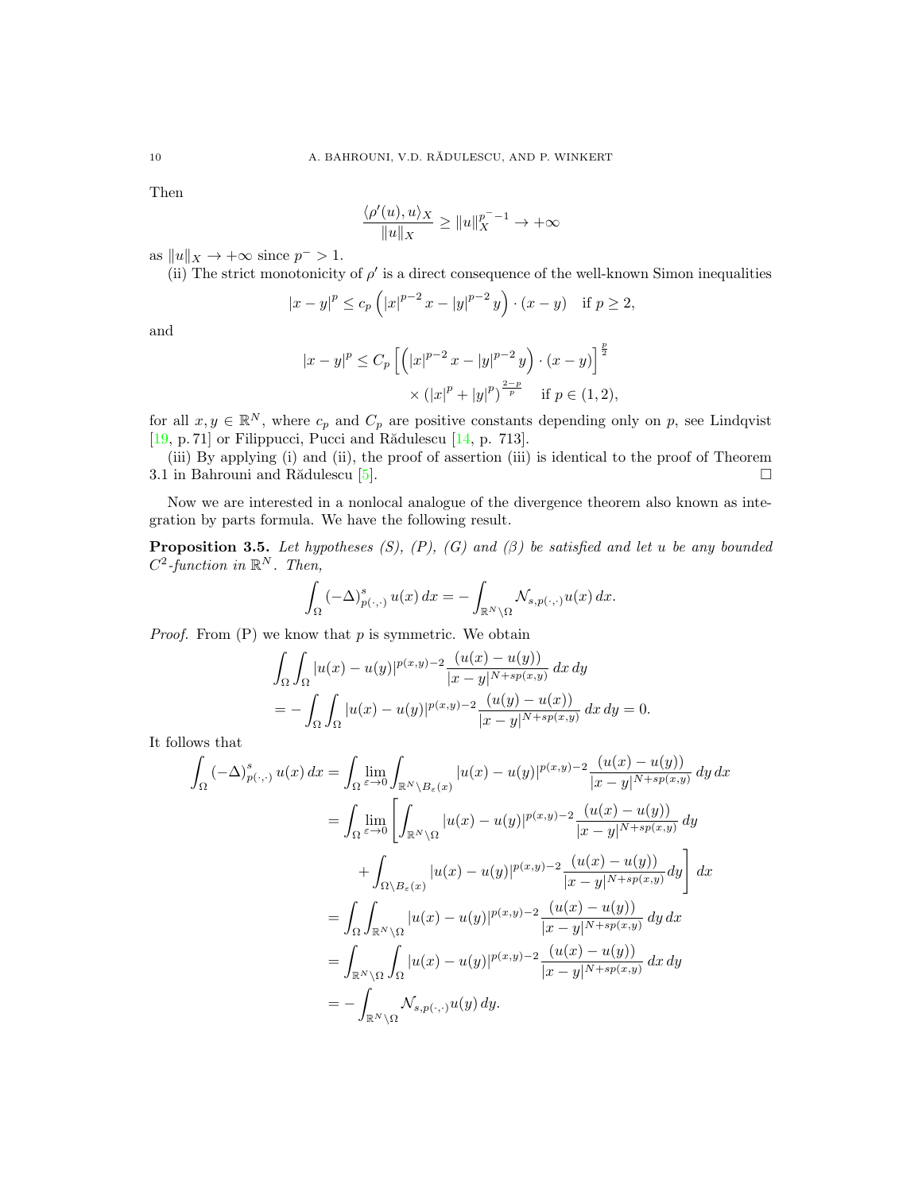Then

$$\frac{\langle \rho'(u), u\rangle_X}{\|u\|_X} \geq \|u\|_X^{p^- -1} \to +\infty$$

as $\|u\|_X \to +\infty$ since $p^- > 1$.

(ii) The strict monotonicity of $\rho'$ is a direct consequence of the well-known Simon inequalities

$$|x-y|^p \leq c_p \left(|x|^{p-2}x - |y|^{p-2}y\right)\cdot(x-y) \quad \text{if } p \geq 2,$$

and

$$|x-y|^p \leq C_p \left[\left(|x|^{p-2}x - |y|^{p-2}y\right)\cdot(x-y)\right]^{\frac{p}{2}} \times \left(|x|^p + |y|^p\right)^{\frac{2-p}{p}} \quad \text{if } p \in (1,2),$$

for all $x, y \in \mathbb{R}^N$, where $c_p$ and $C_p$ are positive constants depending only on $p$, see Lindqvist [19, p. 71] or Filippucci, Pucci and Rădulescu [14, p. 713].

(iii) By applying (i) and (ii), the proof of assertion (iii) is identical to the proof of Theorem 3.1 in Bahrouni and Rădulescu [5]. $\square$

Now we are interested in a nonlocal analogue of the divergence theorem also known as integration by parts formula. We have the following result.

**Proposition 3.5.** *Let hypotheses (S), (P), (G) and ($\beta$) be satisfied and let $u$ be any bounded $C^2$-function in $\mathbb{R}^N$. Then,*

$$\int_\Omega (-\Delta)^s_{p(\cdot,\cdot)} u(x)\,dx = -\int_{\mathbb{R}^N\setminus\Omega} \mathcal{N}_{s,p(\cdot,\cdot)} u(x)\,dx.$$

*Proof.* From (P) we know that $p$ is symmetric. We obtain

$$\begin{aligned}
&\int_\Omega\int_\Omega |u(x)-u(y)|^{p(x,y)-2}\frac{(u(x)-u(y))}{|x-y|^{N+sp(x,y)}}\,dx\,dy\\
&= -\int_\Omega\int_\Omega |u(x)-u(y)|^{p(x,y)-2}\frac{(u(y)-u(x))}{|x-y|^{N+sp(x,y)}}\,dx\,dy = 0.
\end{aligned}$$

It follows that

$$\begin{aligned}
\int_\Omega (-\Delta)^s_{p(\cdot,\cdot)} u(x)\,dx &= \int_\Omega \lim_{\varepsilon\to 0}\int_{\mathbb{R}^N\setminus B_\varepsilon(x)} |u(x)-u(y)|^{p(x,y)-2}\frac{(u(x)-u(y))}{|x-y|^{N+sp(x,y)}}\,dy\,dx\\
&= \int_\Omega \lim_{\varepsilon\to 0}\left[\int_{\mathbb{R}^N\setminus\Omega} |u(x)-u(y)|^{p(x,y)-2}\frac{(u(x)-u(y))}{|x-y|^{N+sp(x,y)}}\,dy\right.\\
&\qquad \left.+\int_{\Omega\setminus B_\varepsilon(x)} |u(x)-u(y)|^{p(x,y)-2}\frac{(u(x)-u(y))}{|x-y|^{N+sp(x,y)}}dy\right]dx\\
&= \int_\Omega\int_{\mathbb{R}^N\setminus\Omega} |u(x)-u(y)|^{p(x,y)-2}\frac{(u(x)-u(y))}{|x-y|^{N+sp(x,y)}}\,dy\,dx\\
&= \int_{\mathbb{R}^N\setminus\Omega}\int_\Omega |u(x)-u(y)|^{p(x,y)-2}\frac{(u(x)-u(y))}{|x-y|^{N+sp(x,y)}}\,dx\,dy\\
&= -\int_{\mathbb{R}^N\setminus\Omega} \mathcal{N}_{s,p(\cdot,\cdot)} u(y)\,dy.
\end{aligned}$$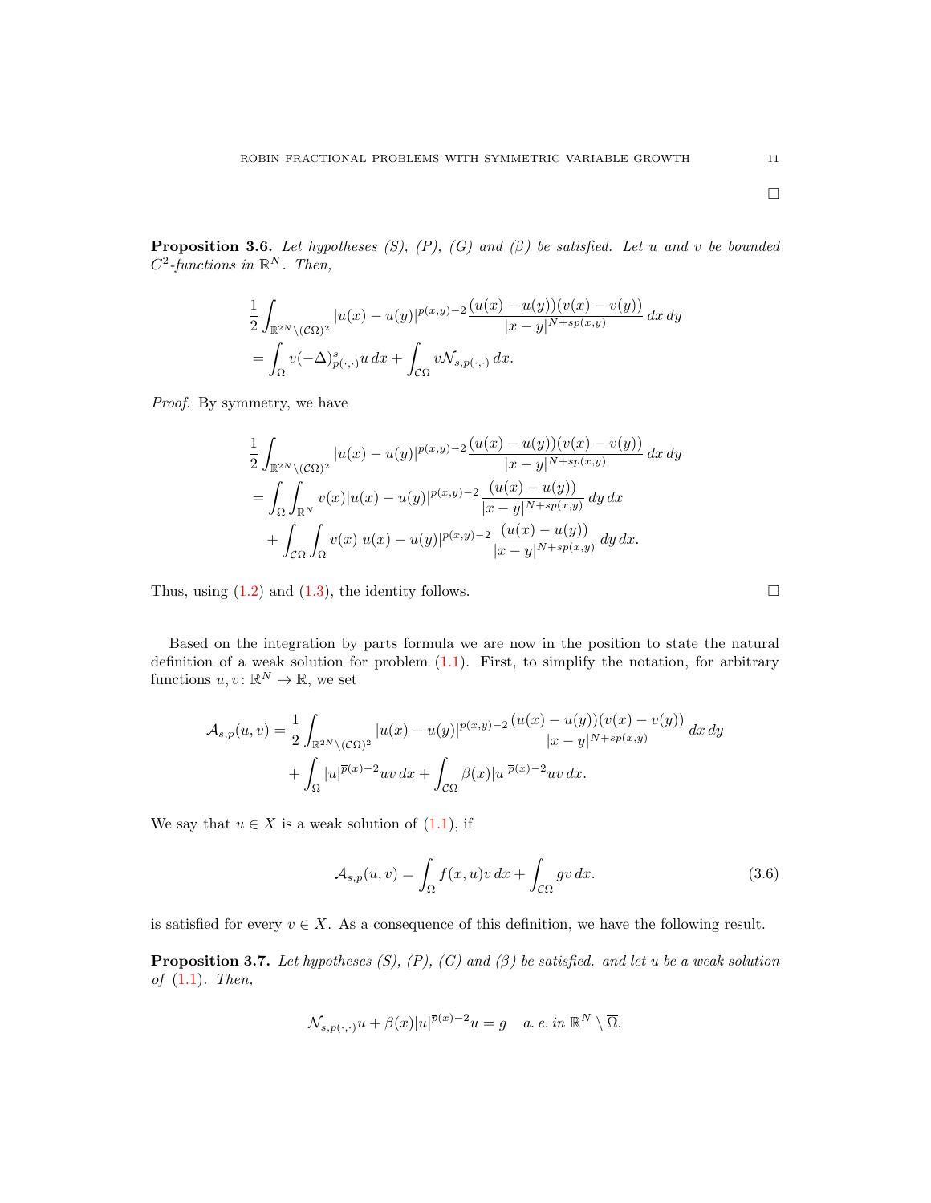□

**Proposition 3.6.** *Let hypotheses (S), (P), (G) and (β) be satisfied. Let u and v be bounded $C^2$-functions in $\mathbb{R}^N$. Then,*

$$
\begin{aligned}
&\frac{1}{2}\int_{\mathbb{R}^{2N}\setminus(\mathcal{C}\Omega)^2} |u(x)-u(y)|^{p(x,y)-2}\frac{(u(x)-u(y))(v(x)-v(y))}{|x-y|^{N+sp(x,y)}}\,dx\,dy\\
&=\int_\Omega v(-\Delta)^s_{p(\cdot,\cdot)}u\,dx+\int_{\mathcal{C}\Omega} v\mathcal{N}_{s,p(\cdot,\cdot)}\,dx.
\end{aligned}
$$

*Proof.* By symmetry, we have

$$
\begin{aligned}
&\frac{1}{2}\int_{\mathbb{R}^{2N}\setminus(\mathcal{C}\Omega)^2} |u(x)-u(y)|^{p(x,y)-2}\frac{(u(x)-u(y))(v(x)-v(y))}{|x-y|^{N+sp(x,y)}}\,dx\,dy\\
&=\int_\Omega\int_{\mathbb{R}^N} v(x)|u(x)-u(y)|^{p(x,y)-2}\frac{(u(x)-u(y))}{|x-y|^{N+sp(x,y)}}\,dy\,dx\\
&\quad+\int_{\mathcal{C}\Omega}\int_{\Omega} v(x)|u(x)-u(y)|^{p(x,y)-2}\frac{(u(x)-u(y))}{|x-y|^{N+sp(x,y)}}\,dy\,dx.
\end{aligned}
$$

Thus, using (1.2) and (1.3), the identity follows. □

Based on the integration by parts formula we are now in the position to state the natural definition of a weak solution for problem (1.1). First, to simplify the notation, for arbitrary functions $u, v\colon \mathbb{R}^N\to\mathbb{R}$, we set

$$
\begin{aligned}
\mathcal{A}_{s,p}(u,v)=&\frac{1}{2}\int_{\mathbb{R}^{2N}\setminus(\mathcal{C}\Omega)^2} |u(x)-u(y)|^{p(x,y)-2}\frac{(u(x)-u(y))(v(x)-v(y))}{|x-y|^{N+sp(x,y)}}\,dx\,dy\\
&+\int_\Omega |u|^{\overline{p}(x)-2}uv\,dx+\int_{\mathcal{C}\Omega}\beta(x)|u|^{\overline{p}(x)-2}uv\,dx.
\end{aligned}
$$

We say that $u\in X$ is a weak solution of (1.1), if

$$
\mathcal{A}_{s,p}(u,v)=\int_\Omega f(x,u)v\,dx+\int_{\mathcal{C}\Omega} gv\,dx. \tag{3.6}
$$

is satisfied for every $v\in X$. As a consequence of this definition, we have the following result.

**Proposition 3.7.** *Let hypotheses (S), (P), (G) and (β) be satisfied. and let u be a weak solution of (1.1). Then,*

$$
\mathcal{N}_{s,p(\cdot,\cdot)}u+\beta(x)|u|^{\overline{p}(x)-2}u=g\quad \text{a. e. in } \mathbb{R}^N\setminus\overline{\Omega}.
$$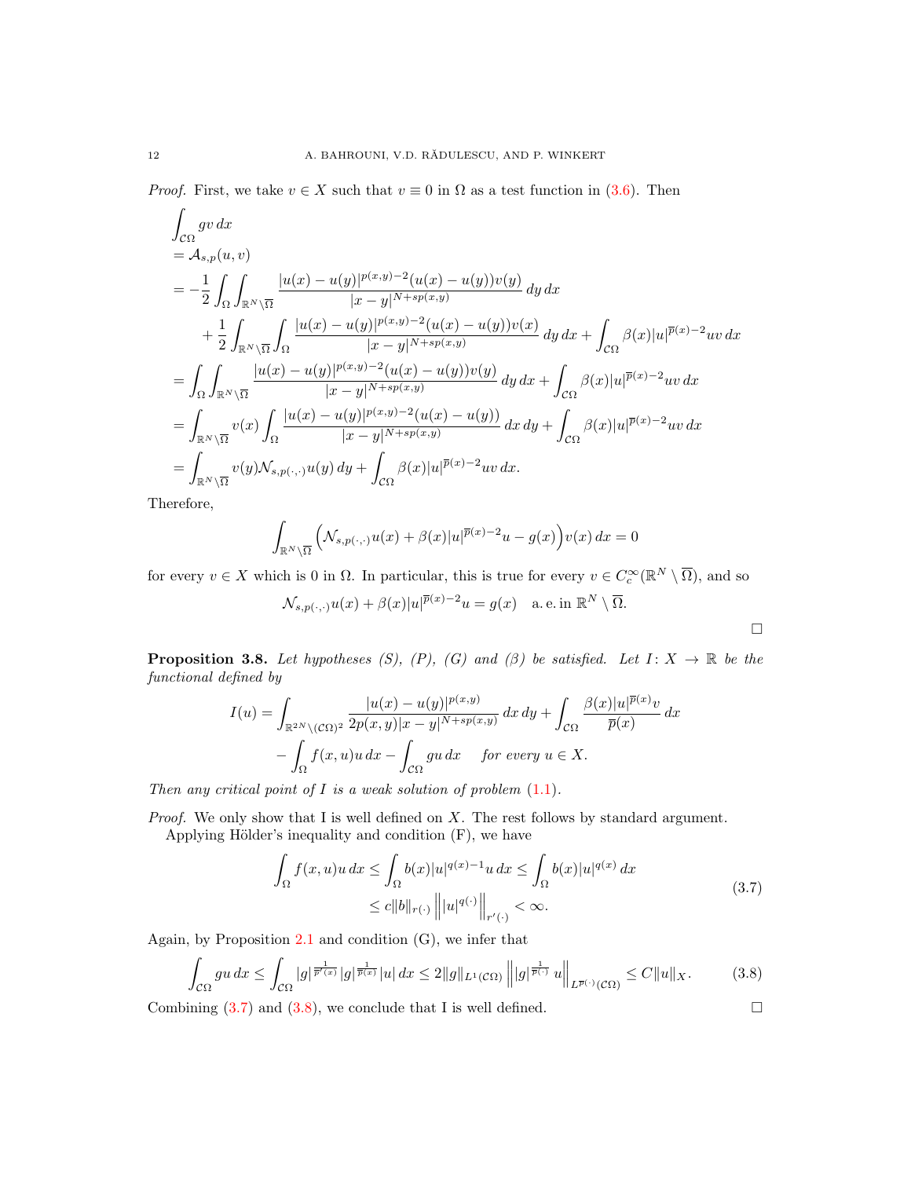*Proof.* First, we take $v \in X$ such that $v \equiv 0$ in $\Omega$ as a test function in (3.6). Then

$$
\begin{aligned}
&\int_{\mathcal{C}\Omega} gv\,dx \\
&= \mathcal{A}_{s,p}(u,v) \\
&= -\frac{1}{2}\int_{\Omega}\int_{\mathbb{R}^N\setminus\overline{\Omega}} \frac{|u(x)-u(y)|^{p(x,y)-2}(u(x)-u(y))v(y)}{|x-y|^{N+sp(x,y)}}\,dy\,dx \\
&\quad + \frac{1}{2}\int_{\mathbb{R}^N\setminus\overline{\Omega}}\int_{\Omega} \frac{|u(x)-u(y)|^{p(x,y)-2}(u(x)-u(y))v(x)}{|x-y|^{N+sp(x,y)}}\,dy\,dx + \int_{\mathcal{C}\Omega}\beta(x)|u|^{\overline{p}(x)-2}uv\,dx \\
&= \int_{\Omega}\int_{\mathbb{R}^N\setminus\overline{\Omega}} \frac{|u(x)-u(y)|^{p(x,y)-2}(u(x)-u(y))v(y)}{|x-y|^{N+sp(x,y)}}\,dy\,dx + \int_{\mathcal{C}\Omega}\beta(x)|u|^{\overline{p}(x)-2}uv\,dx \\
&= \int_{\mathbb{R}^N\setminus\overline{\Omega}} v(x)\int_{\Omega} \frac{|u(x)-u(y)|^{p(x,y)-2}(u(x)-u(y))}{|x-y|^{N+sp(x,y)}}\,dx\,dy + \int_{\mathcal{C}\Omega}\beta(x)|u|^{\overline{p}(x)-2}uv\,dx \\
&= \int_{\mathbb{R}^N\setminus\overline{\Omega}} v(y)\mathcal{N}_{s,p(\cdot,\cdot)}u(y)\,dy + \int_{\mathcal{C}\Omega}\beta(x)|u|^{\overline{p}(x)-2}uv\,dx.
\end{aligned}
$$

Therefore,

$$
\int_{\mathbb{R}^N\setminus\overline{\Omega}}\Big(\mathcal{N}_{s,p(\cdot,\cdot)}u(x) + \beta(x)|u|^{\overline{p}(x)-2}u - g(x)\Big)v(x)\,dx = 0
$$

for every $v \in X$ which is 0 in $\Omega$. In particular, this is true for every $v \in C_c^\infty(\mathbb{R}^N\setminus\overline{\Omega})$, and so

$$
\mathcal{N}_{s,p(\cdot,\cdot)}u(x) + \beta(x)|u|^{\overline{p}(x)-2}u = g(x) \quad \text{a. e. in } \mathbb{R}^N\setminus\overline{\Omega}.
$$

□

**Proposition 3.8.** *Let hypotheses (S), (P), (G) and ($\beta$) be satisfied. Let $I\colon X \to \mathbb{R}$ be the functional defined by*

$$
\begin{aligned}
I(u) = &\int_{\mathbb{R}^{2N}\setminus(\mathcal{C}\Omega)^2} \frac{|u(x)-u(y)|^{p(x,y)}}{2p(x,y)|x-y|^{N+sp(x,y)}}\,dx\,dy + \int_{\mathcal{C}\Omega}\frac{\beta(x)|u|^{\overline{p}(x)}v}{\overline{p}(x)}\,dx \\
&- \int_{\Omega} f(x,u)u\,dx - \int_{\mathcal{C}\Omega} gu\,dx \qquad \textit{for every } u \in X.
\end{aligned}
$$

*Then any critical point of $I$ is a weak solution of problem (1.1).*

*Proof.* We only show that I is well defined on $X$. The rest follows by standard argument.

Applying Hölder's inequality and condition (F), we have

$$
\begin{aligned}
\int_{\Omega} f(x,u)u\,dx &\leq \int_{\Omega} b(x)|u|^{q(x)-1}u\,dx \leq \int_{\Omega} b(x)|u|^{q(x)}\,dx \\
&\leq c\|b\|_{r(\cdot)}\left\||u|^{q(\cdot)}\right\|_{r'(\cdot)} < \infty.
\end{aligned}
\tag{3.7}
$$

Again, by Proposition 2.1 and condition (G), we infer that

$$
\int_{\mathcal{C}\Omega} gu\,dx \leq \int_{\mathcal{C}\Omega}|g|^{\frac{1}{\overline{p}'(x)}}|g|^{\frac{1}{\overline{p}(x)}}|u|\,dx \leq 2\|g\|_{L^1(\mathcal{C}\Omega)}\left\||g|^{\frac{1}{\overline{p}(\cdot)}}u\right\|_{L^{\overline{p}(\cdot)}(\mathcal{C}\Omega)} \leq C\|u\|_X.
\tag{3.8}
$$

Combining (3.7) and (3.8), we conclude that I is well defined. □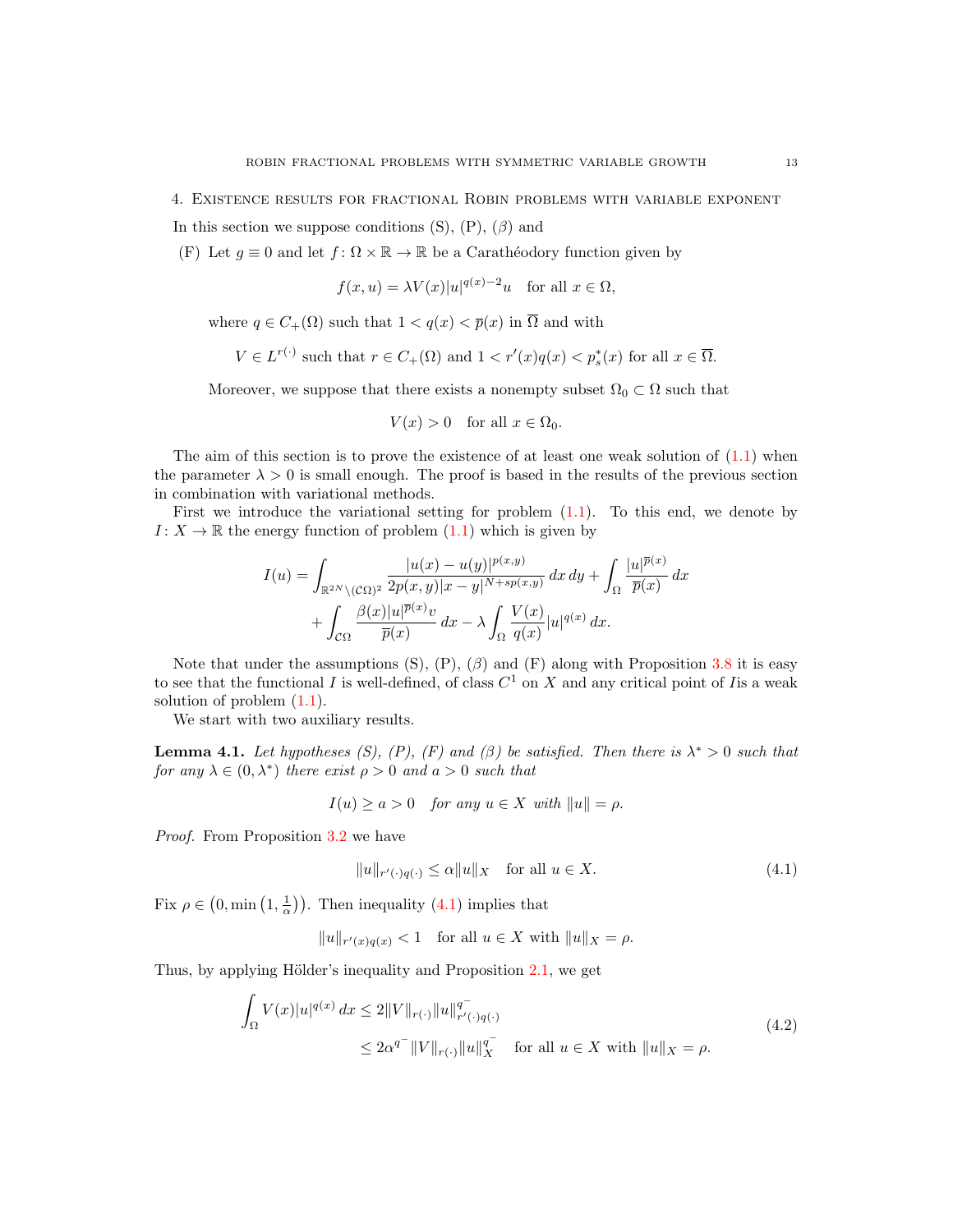## 4. Existence results for fractional Robin problems with variable exponent

In this section we suppose conditions (S), (P), ($\beta$) and

(F) Let $g \equiv 0$ and let $f \colon \Omega \times \mathbb{R} \to \mathbb{R}$ be a Carathéodory function given by

$$f(x,u) = \lambda V(x)|u|^{q(x)-2}u \quad \text{for all } x \in \Omega,$$

where $q \in C_+(\Omega)$ such that $1 < q(x) < \overline{p}(x)$ in $\overline{\Omega}$ and with

$$V \in L^{r(\cdot)} \text{ such that } r \in C_+(\Omega) \text{ and } 1 < r'(x)q(x) < p_s^*(x) \text{ for all } x \in \overline{\Omega}.$$

Moreover, we suppose that there exists a nonempty subset $\Omega_0 \subset \Omega$ such that

$$V(x) > 0 \quad \text{for all } x \in \Omega_0.$$

The aim of this section is to prove the existence of at least one weak solution of (1.1) when the parameter $\lambda > 0$ is small enough. The proof is based in the results of the previous section in combination with variational methods.

First we introduce the variational setting for problem (1.1). To this end, we denote by $I \colon X \to \mathbb{R}$ the energy function of problem (1.1) which is given by

$$\begin{aligned} I(u) = &\int_{\mathbb{R}^{2N}\setminus(\mathcal{C}\Omega)^2} \frac{|u(x)-u(y)|^{p(x,y)}}{2p(x,y)|x-y|^{N+sp(x,y)}}\,dx\,dy + \int_\Omega \frac{|u|^{\overline{p}(x)}}{\overline{p}(x)}\,dx \\ &+ \int_{\mathcal{C}\Omega} \frac{\beta(x)|u|^{\overline{p}(x)}v}{\overline{p}(x)}\,dx - \lambda \int_\Omega \frac{V(x)}{q(x)}|u|^{q(x)}\,dx. \end{aligned}$$

Note that under the assumptions (S), (P), ($\beta$) and (F) along with Proposition 3.8 it is easy to see that the functional $I$ is well-defined, of class $C^1$ on $X$ and any critical point of $I$is a weak solution of problem (1.1).

We start with two auxiliary results.

**Lemma 4.1.** *Let hypotheses (S), (P), (F) and ($\beta$) be satisfied. Then there is $\lambda^* > 0$ such that for any $\lambda \in (0, \lambda^*)$ there exist $\rho > 0$ and $a > 0$ such that*

$$I(u) \geq a > 0 \quad \textit{for any } u \in X \textit{ with } \|u\| = \rho.$$

*Proof.* From Proposition 3.2 we have

$$\|u\|_{r'(\cdot)q(\cdot)} \leq \alpha \|u\|_X \quad \text{for all } u \in X. \tag{4.1}$$

Fix $\rho \in \left(0, \min\left(1, \frac{1}{\alpha}\right)\right)$. Then inequality (4.1) implies that

$$\|u\|_{r'(x)q(x)} < 1 \quad \text{for all } u \in X \text{ with } \|u\|_X = \rho.$$

Thus, by applying Hölder's inequality and Proposition 2.1, we get

$$\begin{aligned} \int_\Omega V(x)|u|^{q(x)}\,dx &\leq 2\|V\|_{r(\cdot)}\|u\|^{q^-}_{r'(\cdot)q(\cdot)} \\ &\leq 2\alpha^{q^-}\|V\|_{r(\cdot)}\|u\|_X^{q^-} \quad \text{for all } u \in X \text{ with } \|u\|_X = \rho. \end{aligned} \tag{4.2}$$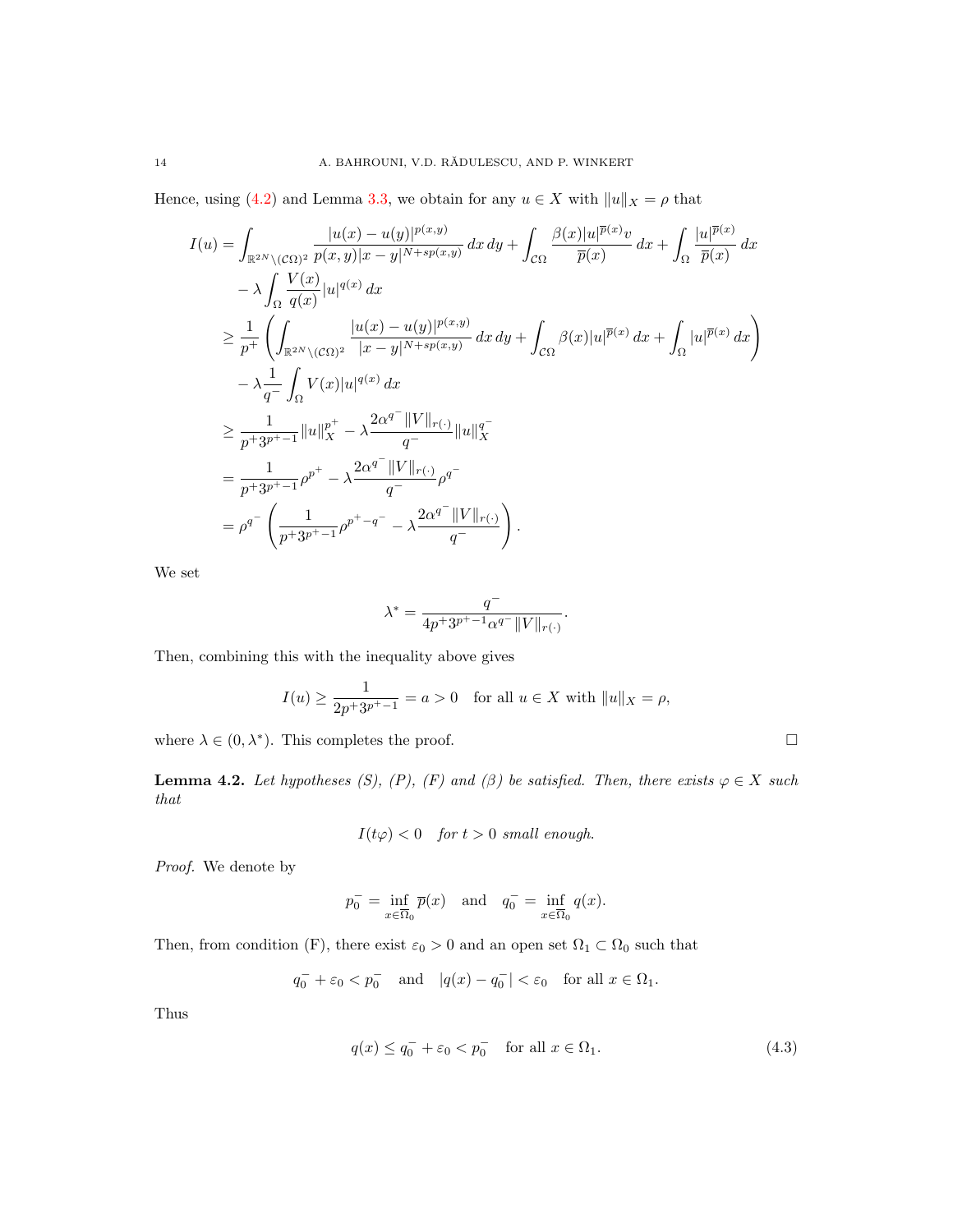Hence, using (4.2) and Lemma 3.3, we obtain for any $u \in X$ with $\|u\|_X = \rho$ that

$$
\begin{aligned}
I(u) &= \int_{\mathbb{R}^{2N}\setminus(\mathcal{C}\Omega)^2} \frac{|u(x)-u(y)|^{p(x,y)}}{p(x,y)|x-y|^{N+sp(x,y)}}\,dx\,dy + \int_{\mathcal{C}\Omega} \frac{\beta(x)|u|^{\overline{p}(x)}v}{\overline{p}(x)}\,dx + \int_\Omega \frac{|u|^{\overline{p}(x)}}{\overline{p}(x)}\,dx \\
&\quad - \lambda \int_\Omega \frac{V(x)}{q(x)}|u|^{q(x)}\,dx \\
&\geq \frac{1}{p^+}\left(\int_{\mathbb{R}^{2N}\setminus(\mathcal{C}\Omega)^2} \frac{|u(x)-u(y)|^{p(x,y)}}{|x-y|^{N+sp(x,y)}}\,dx\,dy + \int_{\mathcal{C}\Omega} \beta(x)|u|^{\overline{p}(x)}\,dx + \int_\Omega |u|^{\overline{p}(x)}\,dx\right) \\
&\quad - \lambda\frac{1}{q^-}\int_\Omega V(x)|u|^{q(x)}\,dx \\
&\geq \frac{1}{p^+3^{p^+-1}}\|u\|_X^{p^+} - \lambda\frac{2\alpha^{q^-}\|V\|_{r(\cdot)}}{q^-}\|u\|_X^{q^-} \\
&= \frac{1}{p^+3^{p^+-1}}\rho^{p^+} - \lambda\frac{2\alpha^{q^-}\|V\|_{r(\cdot)}}{q^-}\rho^{q^-} \\
&= \rho^{q^-}\left(\frac{1}{p^+3^{p^+-1}}\rho^{p^+-q^-} - \lambda\frac{2\alpha^{q^-}\|V\|_{r(\cdot)}}{q^-}\right).
\end{aligned}
$$

We set

$$
\lambda^* = \frac{q^-}{4p^+3^{p^+-1}\alpha^{q^-}\|V\|_{r(\cdot)}}.
$$

Then, combining this with the inequality above gives

$$
I(u) \geq \frac{1}{2p^+3^{p^+-1}} = a > 0 \quad \text{for all } u \in X \text{ with } \|u\|_X = \rho,
$$

where $\lambda \in (0,\lambda^*)$. This completes the proof. $\square$

**Lemma 4.2.** *Let hypotheses (S), (P), (F) and ($\beta$) be satisfied. Then, there exists $\varphi \in X$ such that*

$$
I(t\varphi) < 0 \quad \textit{for } t > 0 \textit{ small enough.}
$$

*Proof.* We denote by

$$
p_0^- = \inf_{x\in\overline{\Omega}_0} \overline{p}(x) \quad \text{and} \quad q_0^- = \inf_{x\in\overline{\Omega}_0} q(x).
$$

Then, from condition (F), there exist $\varepsilon_0 > 0$ and an open set $\Omega_1 \subset \Omega_0$ such that

$$
q_0^- + \varepsilon_0 < p_0^- \quad \text{and} \quad |q(x) - q_0^-| < \varepsilon_0 \quad \text{for all } x \in \Omega_1.
$$

Thus

$$
q(x) \leq q_0^- + \varepsilon_0 < p_0^- \quad \text{for all } x \in \Omega_1. \tag{4.3}
$$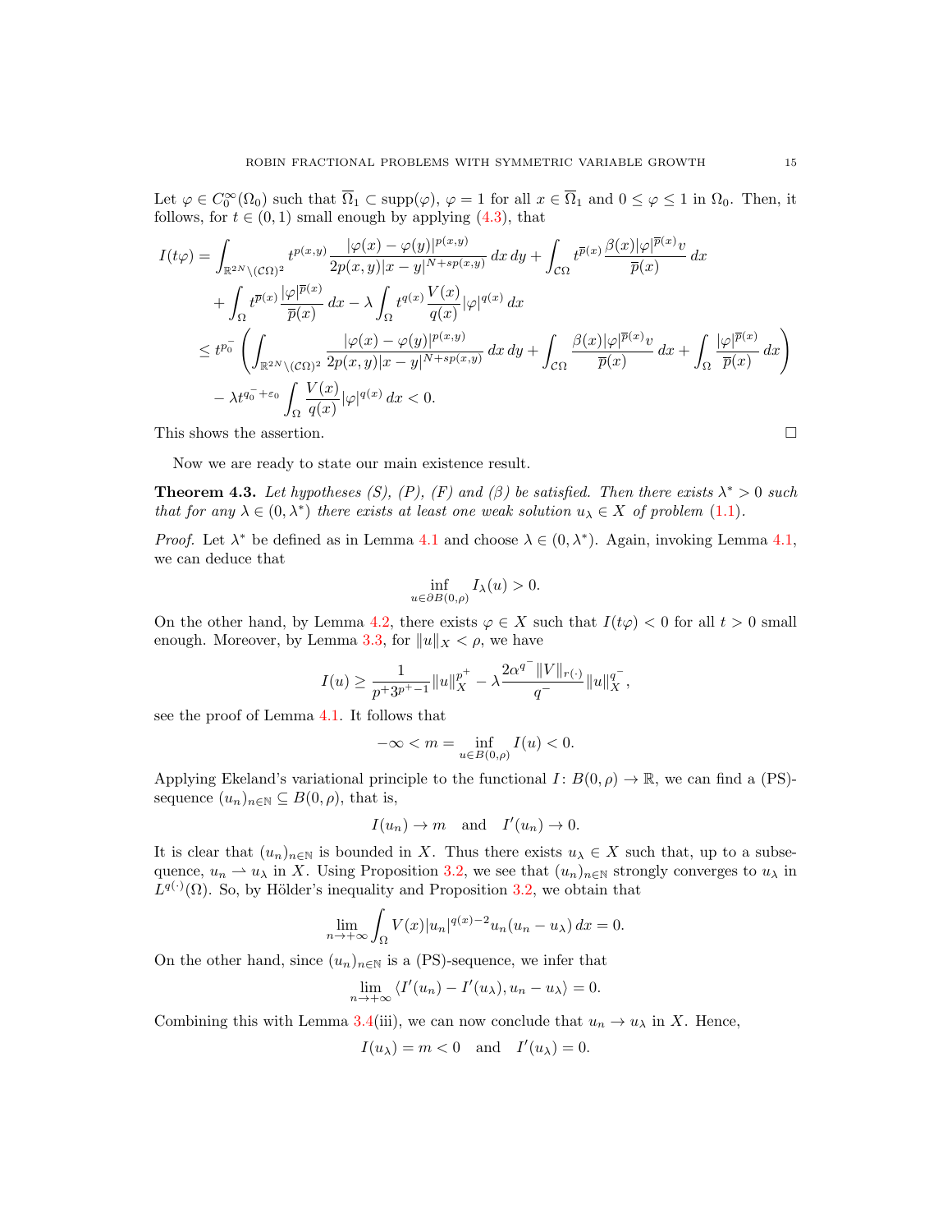Let $\varphi \in C_0^\infty(\Omega_0)$ such that $\overline{\Omega}_1 \subset \operatorname{supp}(\varphi)$, $\varphi = 1$ for all $x \in \overline{\Omega}_1$ and $0 \le \varphi \le 1$ in $\Omega_0$. Then, it follows, for $t \in (0,1)$ small enough by applying (4.3), that

$$
\begin{aligned}
I(t\varphi) &= \int_{\mathbb{R}^{2N}\setminus(\mathcal{C}\Omega)^2} t^{p(x,y)} \frac{|\varphi(x)-\varphi(y)|^{p(x,y)}}{2p(x,y)|x-y|^{N+sp(x,y)}}\,dx\,dy + \int_{\mathcal{C}\Omega} t^{\overline{p}(x)} \frac{\beta(x)|\varphi|^{\overline{p}(x)}v}{\overline{p}(x)}\,dx \\
&\quad + \int_\Omega t^{\overline{p}(x)} \frac{|\varphi|^{\overline{p}(x)}}{\overline{p}(x)}\,dx - \lambda \int_\Omega t^{q(x)} \frac{V(x)}{q(x)}|\varphi|^{q(x)}\,dx \\
&\le t^{p_0^-}\left( \int_{\mathbb{R}^{2N}\setminus(\mathcal{C}\Omega)^2} \frac{|\varphi(x)-\varphi(y)|^{p(x,y)}}{2p(x,y)|x-y|^{N+sp(x,y)}}\,dx\,dy + \int_{\mathcal{C}\Omega} \frac{\beta(x)|\varphi|^{\overline{p}(x)}v}{\overline{p}(x)}\,dx + \int_\Omega \frac{|\varphi|^{\overline{p}(x)}}{\overline{p}(x)}\,dx \right) \\
&\quad - \lambda t^{q_0^- + \varepsilon_0} \int_\Omega \frac{V(x)}{q(x)}|\varphi|^{q(x)}\,dx < 0.
\end{aligned}
$$

This shows the assertion. $\square$

Now we are ready to state our main existence result.

**Theorem 4.3.** *Let hypotheses (S), (P), (F) and ($\beta$) be satisfied. Then there exists $\lambda^* > 0$ such that for any $\lambda \in (0,\lambda^*)$ there exists at least one weak solution $u_\lambda \in X$ of problem (1.1).*

*Proof.* Let $\lambda^*$ be defined as in Lemma 4.1 and choose $\lambda \in (0,\lambda^*)$. Again, invoking Lemma 4.1, we can deduce that

$$
\inf_{u \in \partial B(0,\rho)} I_\lambda(u) > 0.
$$

On the other hand, by Lemma 4.2, there exists $\varphi \in X$ such that $I(t\varphi) < 0$ for all $t > 0$ small enough. Moreover, by Lemma 3.3, for $\|u\|_X < \rho$, we have

$$
I(u) \ge \frac{1}{p^+ 3^{p^+-1}} \|u\|_X^{p^+} - \lambda \frac{2\alpha^{q^-}\|V\|_{r(\cdot)}}{q^-} \|u\|_X^{q^-},
$$

see the proof of Lemma 4.1. It follows that

$$
-\infty < m = \inf_{u \in B(0,\rho)} I(u) < 0.
$$

Applying Ekeland's variational principle to the functional $I\colon B(0,\rho) \to \mathbb{R}$, we can find a (PS)-sequence $(u_n)_{n\in\mathbb{N}} \subseteq B(0,\rho)$, that is,

$$
I(u_n) \to m \quad \text{and} \quad I'(u_n) \to 0.
$$

It is clear that $(u_n)_{n\in\mathbb{N}}$ is bounded in $X$. Thus there exists $u_\lambda \in X$ such that, up to a subsequence, $u_n \rightharpoonup u_\lambda$ in $X$. Using Proposition 3.2, we see that $(u_n)_{n\in\mathbb{N}}$ strongly converges to $u_\lambda$ in $L^{q(\cdot)}(\Omega)$. So, by Hölder's inequality and Proposition 3.2, we obtain that

$$
\lim_{n\to+\infty} \int_\Omega V(x)|u_n|^{q(x)-2}u_n(u_n - u_\lambda)\,dx = 0.
$$

On the other hand, since $(u_n)_{n\in\mathbb{N}}$ is a (PS)-sequence, we infer that

$$
\lim_{n\to+\infty} \langle I'(u_n) - I'(u_\lambda), u_n - u_\lambda \rangle = 0.
$$

Combining this with Lemma 3.4(iii), we can now conclude that $u_n \to u_\lambda$ in $X$. Hence,

$$
I(u_\lambda) = m < 0 \quad \text{and} \quad I'(u_\lambda) = 0.
$$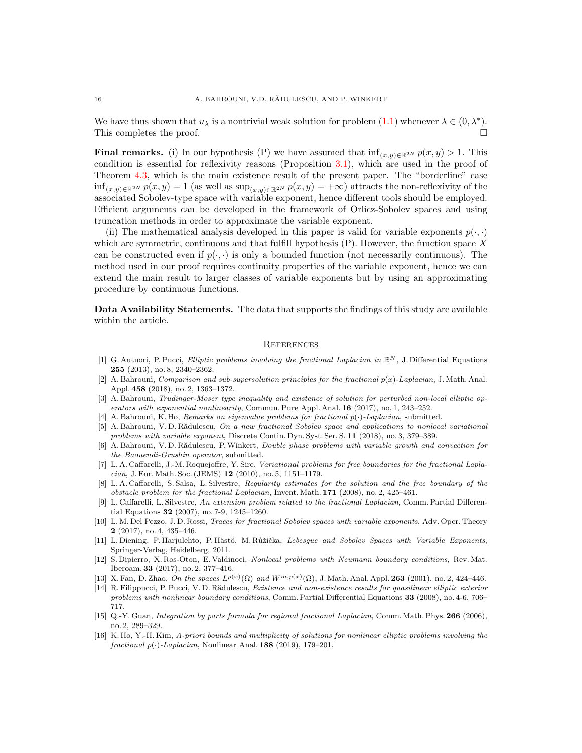We have thus shown that $u_\lambda$ is a nontrivial weak solution for problem (1.1) whenever $\lambda \in (0, \lambda^*)$. This completes the proof. □

**Final remarks.** (i) In our hypothesis (P) we have assumed that $\inf_{(x,y)\in\mathbb{R}^{2N}} p(x,y) > 1$. This condition is essential for reflexivity reasons (Proposition 3.1), which are used in the proof of Theorem 4.3, which is the main existence result of the present paper. The "borderline" case $\inf_{(x,y)\in\mathbb{R}^{2N}} p(x,y) = 1$ (as well as $\sup_{(x,y)\in\mathbb{R}^{2N}} p(x,y) = +\infty$) attracts the non-reflexivity of the associated Sobolev-type space with variable exponent, hence different tools should be employed. Efficient arguments can be developed in the framework of Orlicz-Sobolev spaces and using truncation methods in order to approximate the variable exponent.

(ii) The mathematical analysis developed in this paper is valid for variable exponents $p(\cdot,\cdot)$ which are symmetric, continuous and that fulfill hypothesis (P). However, the function space $X$ can be constructed even if $p(\cdot,\cdot)$ is only a bounded function (not necessarily continuous). The method used in our proof requires continuity properties of the variable exponent, hence we can extend the main result to larger classes of variable exponents but by using an approximating procedure by continuous functions.

**Data Availability Statements.** The data that supports the findings of this study are available within the article.

## References

[1] G. Autuori, P. Pucci, *Elliptic problems involving the fractional Laplacian in* $\mathbb{R}^N$, J. Differential Equations **255** (2013), no. 8, 2340–2362.

[2] A. Bahrouni, *Comparison and sub-supersolution principles for the fractional $p(x)$-Laplacian*, J. Math. Anal. Appl. **458** (2018), no. 2, 1363–1372.

[3] A. Bahrouni, *Trudinger-Moser type inequality and existence of solution for perturbed non-local elliptic operators with exponential nonlinearity*, Commun. Pure Appl. Anal. **16** (2017), no. 1, 243–252.

[4] A. Bahrouni, K. Ho, *Remarks on eigenvalue problems for fractional $p(\cdot)$-Laplacian*, submitted.

[5] A. Bahrouni, V. D. Rădulescu, *On a new fractional Sobolev space and applications to nonlocal variational problems with variable exponent*, Discrete Contin. Dyn. Syst. Ser. S. **11** (2018), no. 3, 379–389.

[6] A. Bahrouni, V. D. Rădulescu, P. Winkert, *Double phase problems with variable growth and convection for the Baouendi-Grushin operator*, submitted.

[7] L. A. Caffarelli, J.-M. Roquejoffre, Y. Sire, *Variational problems for free boundaries for the fractional Laplacian*, J. Eur. Math. Soc. (JEMS) **12** (2010), no. 5, 1151–1179.

[8] L. A. Caffarelli, S. Salsa, L. Silvestre, *Regularity estimates for the solution and the free boundary of the obstacle problem for the fractional Laplacian*, Invent. Math. **171** (2008), no. 2, 425–461.

[9] L. Caffarelli, L. Silvestre, *An extension problem related to the fractional Laplacian*, Comm. Partial Differential Equations **32** (2007), no. 7-9, 1245–1260.

[10] L. M. Del Pezzo, J. D. Rossi, *Traces for fractional Sobolev spaces with variable exponents*, Adv. Oper. Theory **2** (2017), no. 4, 435–446.

[11] L. Diening, P. Harjulehto, P. Hästö, M. Růžička, *Lebesgue and Sobolev Spaces with Variable Exponents*, Springer-Verlag, Heidelberg, 2011.

[12] S. Dipierro, X. Ros-Oton, E. Valdinoci, *Nonlocal problems with Neumann boundary conditions*, Rev. Mat. Iberoam. **33** (2017), no. 2, 377–416.

[13] X. Fan, D. Zhao, *On the spaces $L^{p(x)}(\Omega)$ and $W^{m,p(x)}(\Omega)$*, J. Math. Anal. Appl. **263** (2001), no. 2, 424–446.

[14] R. Filippucci, P. Pucci, V. D. Rădulescu, *Existence and non-existence results for quasilinear elliptic exterior problems with nonlinear boundary conditions*, Comm. Partial Differential Equations **33** (2008), no. 4-6, 706–717.

[15] Q.-Y. Guan, *Integration by parts formula for regional fractional Laplacian*, Comm. Math. Phys. **266** (2006), no. 2, 289–329.

[16] K. Ho, Y.-H. Kim, *A-priori bounds and multiplicity of solutions for nonlinear elliptic problems involving the fractional $p(\cdot)$-Laplacian*, Nonlinear Anal. **188** (2019), 179–201.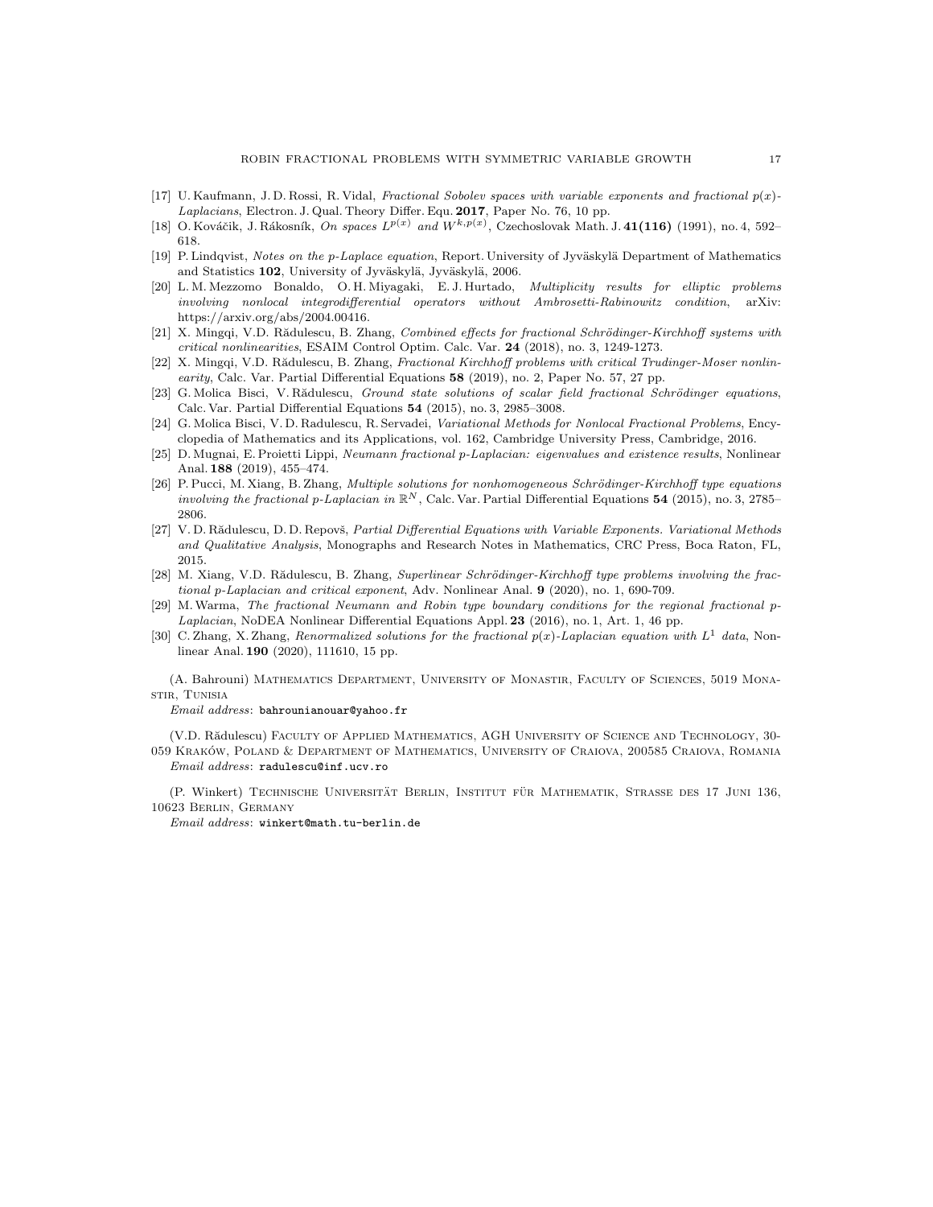[17] U. Kaufmann, J. D. Rossi, R. Vidal, *Fractional Sobolev spaces with variable exponents and fractional $p(x)$-Laplacians*, Electron. J. Qual. Theory Differ. Equ. **2017**, Paper No. 76, 10 pp.

[18] O. Kováčik, J. Rákosník, *On spaces $L^{p(x)}$ and $W^{k,p(x)}$*, Czechoslovak Math. J. **41(116)** (1991), no. 4, 592–618.

[19] P. Lindqvist, *Notes on the p-Laplace equation*, Report. University of Jyväskylä Department of Mathematics and Statistics **102**, University of Jyväskylä, Jyväskylä, 2006.

[20] L. M. Mezzomo Bonaldo, O. H. Miyagaki, E. J. Hurtado, *Multiplicity results for elliptic problems involving nonlocal integrodifferential operators without Ambrosetti-Rabinowitz condition*, arXiv: https://arxiv.org/abs/2004.00416.

[21] X. Mingqi, V.D. Rădulescu, B. Zhang, *Combined effects for fractional Schrödinger-Kirchhoff systems with critical nonlinearities*, ESAIM Control Optim. Calc. Var. **24** (2018), no. 3, 1249-1273.

[22] X. Mingqi, V.D. Rădulescu, B. Zhang, *Fractional Kirchhoff problems with critical Trudinger-Moser nonlinearity*, Calc. Var. Partial Differential Equations **58** (2019), no. 2, Paper No. 57, 27 pp.

[23] G. Molica Bisci, V. Rădulescu, *Ground state solutions of scalar field fractional Schrödinger equations*, Calc. Var. Partial Differential Equations **54** (2015), no. 3, 2985–3008.

[24] G. Molica Bisci, V. D. Radulescu, R. Servadei, *Variational Methods for Nonlocal Fractional Problems*, Encyclopedia of Mathematics and its Applications, vol. 162, Cambridge University Press, Cambridge, 2016.

[25] D. Mugnai, E. Proietti Lippi, *Neumann fractional p-Laplacian: eigenvalues and existence results*, Nonlinear Anal. **188** (2019), 455–474.

[26] P. Pucci, M. Xiang, B. Zhang, *Multiple solutions for nonhomogeneous Schrödinger-Kirchhoff type equations involving the fractional p-Laplacian in $\mathbb{R}^N$*, Calc. Var. Partial Differential Equations **54** (2015), no. 3, 2785–2806.

[27] V. D. Rădulescu, D. D. Repovš, *Partial Differential Equations with Variable Exponents. Variational Methods and Qualitative Analysis*, Monographs and Research Notes in Mathematics, CRC Press, Boca Raton, FL, 2015.

[28] M. Xiang, V.D. Rădulescu, B. Zhang, *Superlinear Schrödinger-Kirchhoff type problems involving the fractional p-Laplacian and critical exponent*, Adv. Nonlinear Anal. **9** (2020), no. 1, 690-709.

[29] M. Warma, *The fractional Neumann and Robin type boundary conditions for the regional fractional p-Laplacian*, NoDEA Nonlinear Differential Equations Appl. **23** (2016), no. 1, Art. 1, 46 pp.

[30] C. Zhang, X. Zhang, *Renormalized solutions for the fractional $p(x)$-Laplacian equation with $L^1$ data*, Nonlinear Anal. **190** (2020), 111610, 15 pp.

(A. Bahrouni) Mathematics Department, University of Monastir, Faculty of Sciences, 5019 Monastir, Tunisia

*Email address*: bahrounianouar@yahoo.fr

(V.D. Rădulescu) Faculty of Applied Mathematics, AGH University of Science and Technology, 30-059 Kraków, Poland & Department of Mathematics, University of Craiova, 200585 Craiova, Romania

*Email address*: radulescu@inf.ucv.ro

(P. Winkert) Technische Universität Berlin, Institut für Mathematik, Strasse des 17 Juni 136, 10623 Berlin, Germany

*Email address*: winkert@math.tu-berlin.de